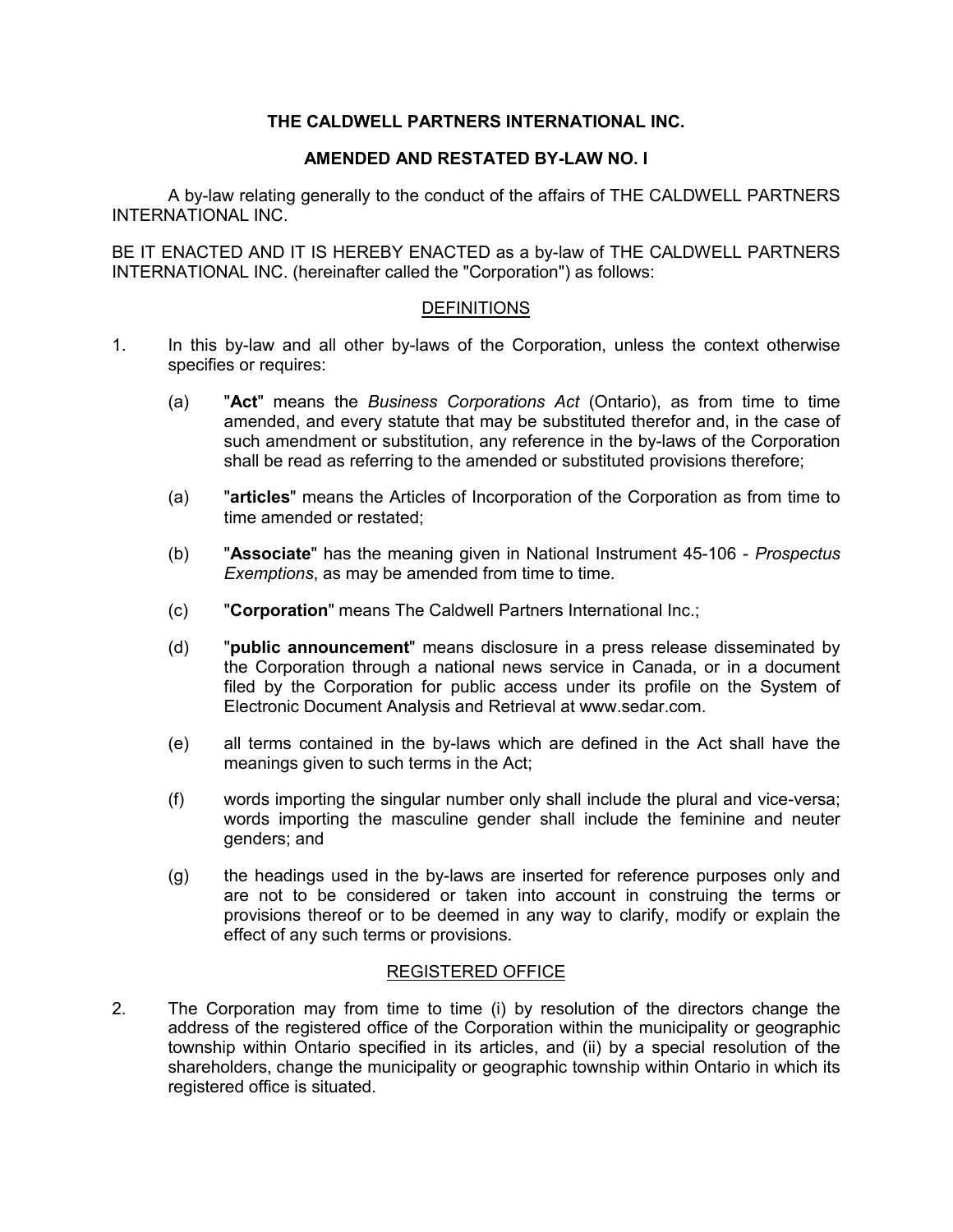# THE CALDWELL PARTNERS INTERNATIONAL INC.

## AMENDED AND RESTATED BY-LAW NO. I

A by-law relating generally to the conduct of the affairs of THE CALDWELL PARTNERS INTERNATIONAL INC.

BE IT ENACTED AND IT IS HEREBY ENACTED as a by-law of THE CALDWELL PARTNERS INTERNATIONAL INC. (hereinafter called the "Corporation") as follows:

### DEFINITIONS

1. In this by-law and all other by-laws of the Corporation, unless the context otherwise specifies or requires:

   (a) "**Act**" means the *Business Corporations Act* (Ontario), as from time to time amended, and every statute that may be substituted therefor and, in the case of such amendment or substitution, any reference in the by-laws of the Corporation shall be read as referring to the amended or substituted provisions therefore;

   (a) "**articles**" means the Articles of Incorporation of the Corporation as from time to time amended or restated;

   (b) "**Associate**" has the meaning given in National Instrument 45-106 - *Prospectus Exemptions*, as may be amended from time to time.

   (c) "**Corporation**" means The Caldwell Partners International Inc.;

   (d) "**public announcement**" means disclosure in a press release disseminated by the Corporation through a national news service in Canada, or in a document filed by the Corporation for public access under its profile on the System of Electronic Document Analysis and Retrieval at www.sedar.com.

   (e) all terms contained in the by-laws which are defined in the Act shall have the meanings given to such terms in the Act;

   (f) words importing the singular number only shall include the plural and vice-versa; words importing the masculine gender shall include the feminine and neuter genders; and

   (g) the headings used in the by-laws are inserted for reference purposes only and are not to be considered or taken into account in construing the terms or provisions thereof or to be deemed in any way to clarify, modify or explain the effect of any such terms or provisions.

### REGISTERED OFFICE

2. The Corporation may from time to time (i) by resolution of the directors change the address of the registered office of the Corporation within the municipality or geographic township within Ontario specified in its articles, and (ii) by a special resolution of the shareholders, change the municipality or geographic township within Ontario in which its registered office is situated.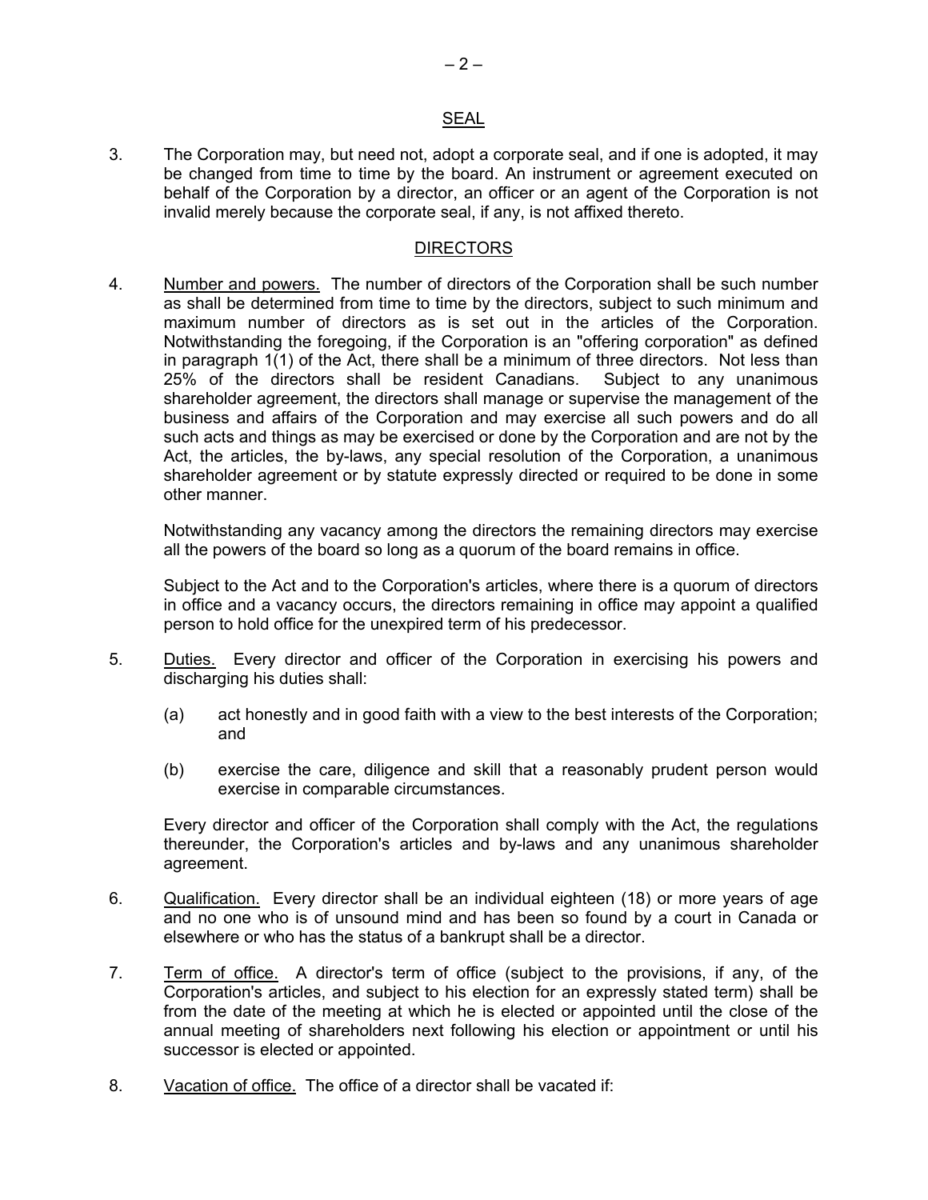## SEAL

3. The Corporation may, but need not, adopt a corporate seal, and if one is adopted, it may be changed from time to time by the board. An instrument or agreement executed on behalf of the Corporation by a director, an officer or an agent of the Corporation is not invalid merely because the corporate seal, if any, is not affixed thereto.

## DIRECTORS

4. Number and powers. The number of directors of the Corporation shall be such number as shall be determined from time to time by the directors, subject to such minimum and maximum number of directors as is set out in the articles of the Corporation. Notwithstanding the foregoing, if the Corporation is an "offering corporation" as defined in paragraph 1(1) of the Act, there shall be a minimum of three directors. Not less than 25% of the directors shall be resident Canadians. Subject to any unanimous shareholder agreement, the directors shall manage or supervise the management of the business and affairs of the Corporation and may exercise all such powers and do all such acts and things as may be exercised or done by the Corporation and are not by the Act, the articles, the by-laws, any special resolution of the Corporation, a unanimous shareholder agreement or by statute expressly directed or required to be done in some other manner.

   Notwithstanding any vacancy among the directors the remaining directors may exercise all the powers of the board so long as a quorum of the board remains in office.

   Subject to the Act and to the Corporation's articles, where there is a quorum of directors in office and a vacancy occurs, the directors remaining in office may appoint a qualified person to hold office for the unexpired term of his predecessor.

5. Duties. Every director and officer of the Corporation in exercising his powers and discharging his duties shall:

   (a) act honestly and in good faith with a view to the best interests of the Corporation; and

   (b) exercise the care, diligence and skill that a reasonably prudent person would exercise in comparable circumstances.

   Every director and officer of the Corporation shall comply with the Act, the regulations thereunder, the Corporation's articles and by-laws and any unanimous shareholder agreement.

6. Qualification. Every director shall be an individual eighteen (18) or more years of age and no one who is of unsound mind and has been so found by a court in Canada or elsewhere or who has the status of a bankrupt shall be a director.

7. Term of office. A director's term of office (subject to the provisions, if any, of the Corporation's articles, and subject to his election for an expressly stated term) shall be from the date of the meeting at which he is elected or appointed until the close of the annual meeting of shareholders next following his election or appointment or until his successor is elected or appointed.

8. Vacation of office. The office of a director shall be vacated if: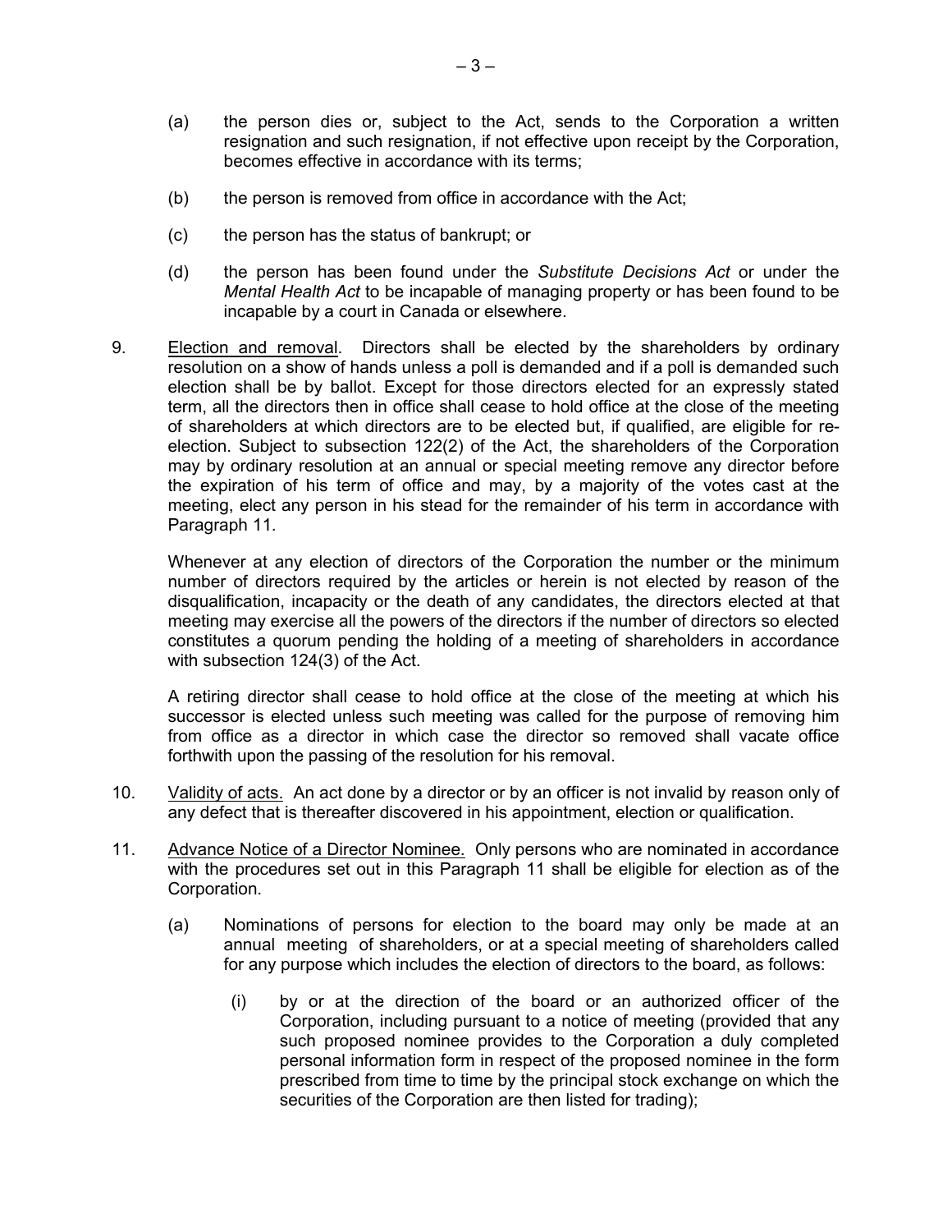(a) the person dies or, subject to the Act, sends to the Corporation a written resignation and such resignation, if not effective upon receipt by the Corporation, becomes effective in accordance with its terms;

(b) the person is removed from office in accordance with the Act;

(c) the person has the status of bankrupt; or

(d) the person has been found under the *Substitute Decisions Act* or under the *Mental Health Act* to be incapable of managing property or has been found to be incapable by a court in Canada or elsewhere.

9. Election and removal. Directors shall be elected by the shareholders by ordinary resolution on a show of hands unless a poll is demanded and if a poll is demanded such election shall be by ballot. Except for those directors elected for an expressly stated term, all the directors then in office shall cease to hold office at the close of the meeting of shareholders at which directors are to be elected but, if qualified, are eligible for re-election. Subject to subsection 122(2) of the Act, the shareholders of the Corporation may by ordinary resolution at an annual or special meeting remove any director before the expiration of his term of office and may, by a majority of the votes cast at the meeting, elect any person in his stead for the remainder of his term in accordance with Paragraph 11.

Whenever at any election of directors of the Corporation the number or the minimum number of directors required by the articles or herein is not elected by reason of the disqualification, incapacity or the death of any candidates, the directors elected at that meeting may exercise all the powers of the directors if the number of directors so elected constitutes a quorum pending the holding of a meeting of shareholders in accordance with subsection 124(3) of the Act.

A retiring director shall cease to hold office at the close of the meeting at which his successor is elected unless such meeting was called for the purpose of removing him from office as a director in which case the director so removed shall vacate office forthwith upon the passing of the resolution for his removal.

10. Validity of acts. An act done by a director or by an officer is not invalid by reason only of any defect that is thereafter discovered in his appointment, election or qualification.

11. Advance Notice of a Director Nominee. Only persons who are nominated in accordance with the procedures set out in this Paragraph 11 shall be eligible for election as of the Corporation.

(a) Nominations of persons for election to the board may only be made at an annual meeting of shareholders, or at a special meeting of shareholders called for any purpose which includes the election of directors to the board, as follows:

(i) by or at the direction of the board or an authorized officer of the Corporation, including pursuant to a notice of meeting (provided that any such proposed nominee provides to the Corporation a duly completed personal information form in respect of the proposed nominee in the form prescribed from time to time by the principal stock exchange on which the securities of the Corporation are then listed for trading);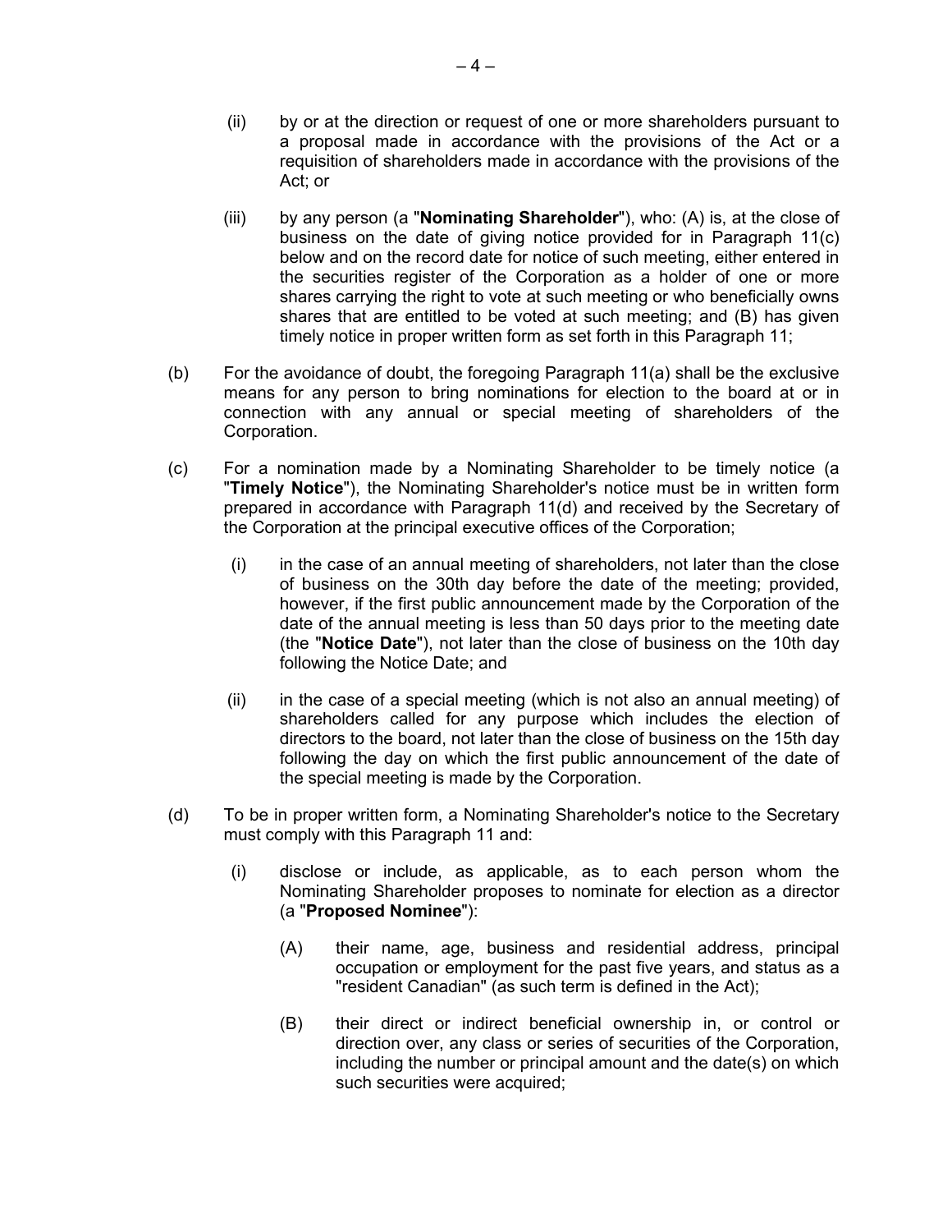(ii) by or at the direction or request of one or more shareholders pursuant to a proposal made in accordance with the provisions of the Act or a requisition of shareholders made in accordance with the provisions of the Act; or

(iii) by any person (a "**Nominating Shareholder**"), who: (A) is, at the close of business on the date of giving notice provided for in Paragraph 11(c) below and on the record date for notice of such meeting, either entered in the securities register of the Corporation as a holder of one or more shares carrying the right to vote at such meeting or who beneficially owns shares that are entitled to be voted at such meeting; and (B) has given timely notice in proper written form as set forth in this Paragraph 11;

(b) For the avoidance of doubt, the foregoing Paragraph 11(a) shall be the exclusive means for any person to bring nominations for election to the board at or in connection with any annual or special meeting of shareholders of the Corporation.

(c) For a nomination made by a Nominating Shareholder to be timely notice (a "**Timely Notice**"), the Nominating Shareholder's notice must be in written form prepared in accordance with Paragraph 11(d) and received by the Secretary of the Corporation at the principal executive offices of the Corporation;

(i) in the case of an annual meeting of shareholders, not later than the close of business on the 30th day before the date of the meeting; provided, however, if the first public announcement made by the Corporation of the date of the annual meeting is less than 50 days prior to the meeting date (the "**Notice Date**"), not later than the close of business on the 10th day following the Notice Date; and

(ii) in the case of a special meeting (which is not also an annual meeting) of shareholders called for any purpose which includes the election of directors to the board, not later than the close of business on the 15th day following the day on which the first public announcement of the date of the special meeting is made by the Corporation.

(d) To be in proper written form, a Nominating Shareholder's notice to the Secretary must comply with this Paragraph 11 and:

(i) disclose or include, as applicable, as to each person whom the Nominating Shareholder proposes to nominate for election as a director (a "**Proposed Nominee**"):

(A) their name, age, business and residential address, principal occupation or employment for the past five years, and status as a "resident Canadian" (as such term is defined in the Act);

(B) their direct or indirect beneficial ownership in, or control or direction over, any class or series of securities of the Corporation, including the number or principal amount and the date(s) on which such securities were acquired;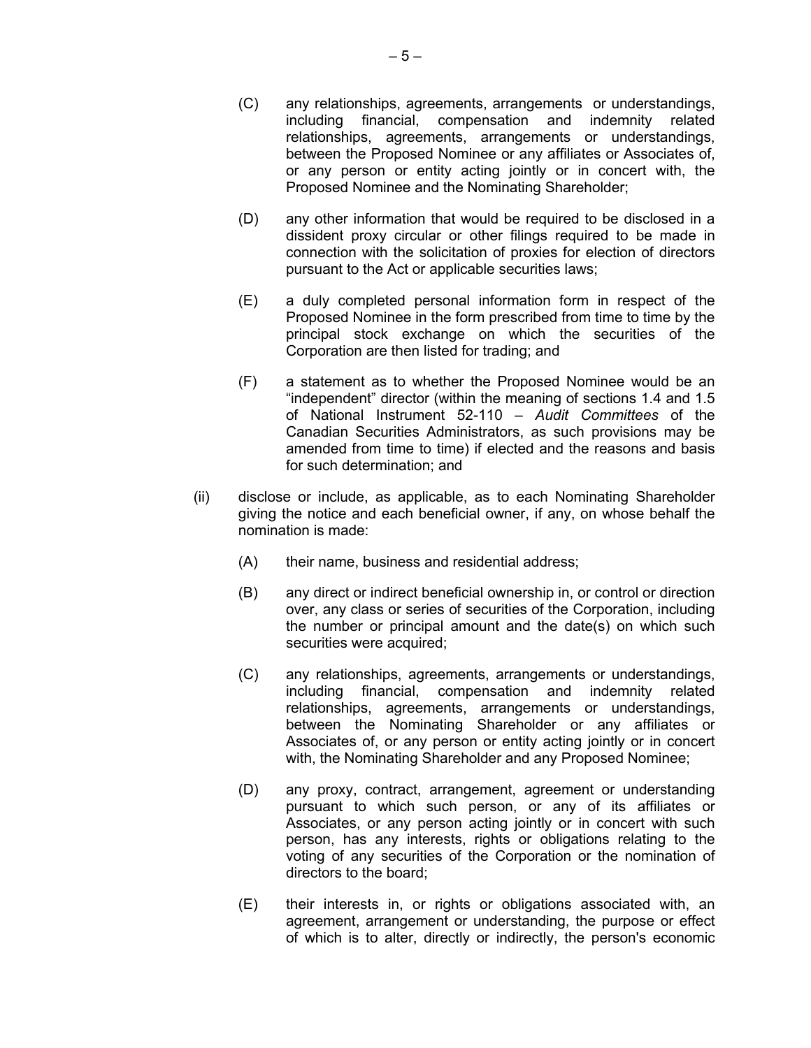(C) any relationships, agreements, arrangements or understandings, including financial, compensation and indemnity related relationships, agreements, arrangements or understandings, between the Proposed Nominee or any affiliates or Associates of, or any person or entity acting jointly or in concert with, the Proposed Nominee and the Nominating Shareholder;

(D) any other information that would be required to be disclosed in a dissident proxy circular or other filings required to be made in connection with the solicitation of proxies for election of directors pursuant to the Act or applicable securities laws;

(E) a duly completed personal information form in respect of the Proposed Nominee in the form prescribed from time to time by the principal stock exchange on which the securities of the Corporation are then listed for trading; and

(F) a statement as to whether the Proposed Nominee would be an "independent" director (within the meaning of sections 1.4 and 1.5 of National Instrument 52-110 – *Audit Committees* of the Canadian Securities Administrators, as such provisions may be amended from time to time) if elected and the reasons and basis for such determination; and

(ii) disclose or include, as applicable, as to each Nominating Shareholder giving the notice and each beneficial owner, if any, on whose behalf the nomination is made:

(A) their name, business and residential address;

(B) any direct or indirect beneficial ownership in, or control or direction over, any class or series of securities of the Corporation, including the number or principal amount and the date(s) on which such securities were acquired;

(C) any relationships, agreements, arrangements or understandings, including financial, compensation and indemnity related relationships, agreements, arrangements or understandings, between the Nominating Shareholder or any affiliates or Associates of, or any person or entity acting jointly or in concert with, the Nominating Shareholder and any Proposed Nominee;

(D) any proxy, contract, arrangement, agreement or understanding pursuant to which such person, or any of its affiliates or Associates, or any person acting jointly or in concert with such person, has any interests, rights or obligations relating to the voting of any securities of the Corporation or the nomination of directors to the board;

(E) their interests in, or rights or obligations associated with, an agreement, arrangement or understanding, the purpose or effect of which is to alter, directly or indirectly, the person's economic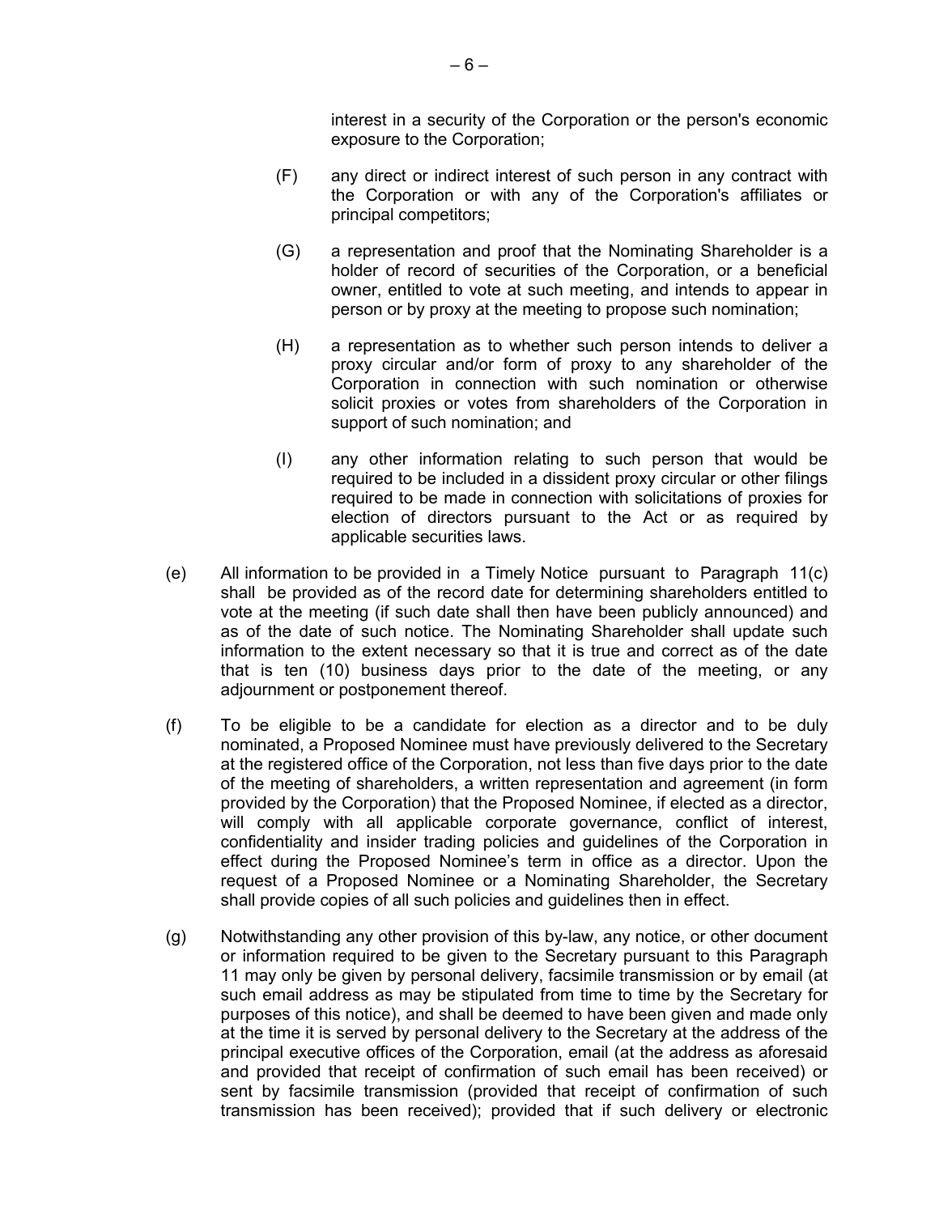interest in a security of the Corporation or the person's economic exposure to the Corporation;

(F) any direct or indirect interest of such person in any contract with the Corporation or with any of the Corporation's affiliates or principal competitors;

(G) a representation and proof that the Nominating Shareholder is a holder of record of securities of the Corporation, or a beneficial owner, entitled to vote at such meeting, and intends to appear in person or by proxy at the meeting to propose such nomination;

(H) a representation as to whether such person intends to deliver a proxy circular and/or form of proxy to any shareholder of the Corporation in connection with such nomination or otherwise solicit proxies or votes from shareholders of the Corporation in support of such nomination; and

(I) any other information relating to such person that would be required to be included in a dissident proxy circular or other filings required to be made in connection with solicitations of proxies for election of directors pursuant to the Act or as required by applicable securities laws.

(e) All information to be provided in a Timely Notice pursuant to Paragraph 11(c) shall be provided as of the record date for determining shareholders entitled to vote at the meeting (if such date shall then have been publicly announced) and as of the date of such notice. The Nominating Shareholder shall update such information to the extent necessary so that it is true and correct as of the date that is ten (10) business days prior to the date of the meeting, or any adjournment or postponement thereof.

(f) To be eligible to be a candidate for election as a director and to be duly nominated, a Proposed Nominee must have previously delivered to the Secretary at the registered office of the Corporation, not less than five days prior to the date of the meeting of shareholders, a written representation and agreement (in form provided by the Corporation) that the Proposed Nominee, if elected as a director, will comply with all applicable corporate governance, conflict of interest, confidentiality and insider trading policies and guidelines of the Corporation in effect during the Proposed Nominee's term in office as a director. Upon the request of a Proposed Nominee or a Nominating Shareholder, the Secretary shall provide copies of all such policies and guidelines then in effect.

(g) Notwithstanding any other provision of this by-law, any notice, or other document or information required to be given to the Secretary pursuant to this Paragraph 11 may only be given by personal delivery, facsimile transmission or by email (at such email address as may be stipulated from time to time by the Secretary for purposes of this notice), and shall be deemed to have been given and made only at the time it is served by personal delivery to the Secretary at the address of the principal executive offices of the Corporation, email (at the address as aforesaid and provided that receipt of confirmation of such email has been received) or sent by facsimile transmission (provided that receipt of confirmation of such transmission has been received); provided that if such delivery or electronic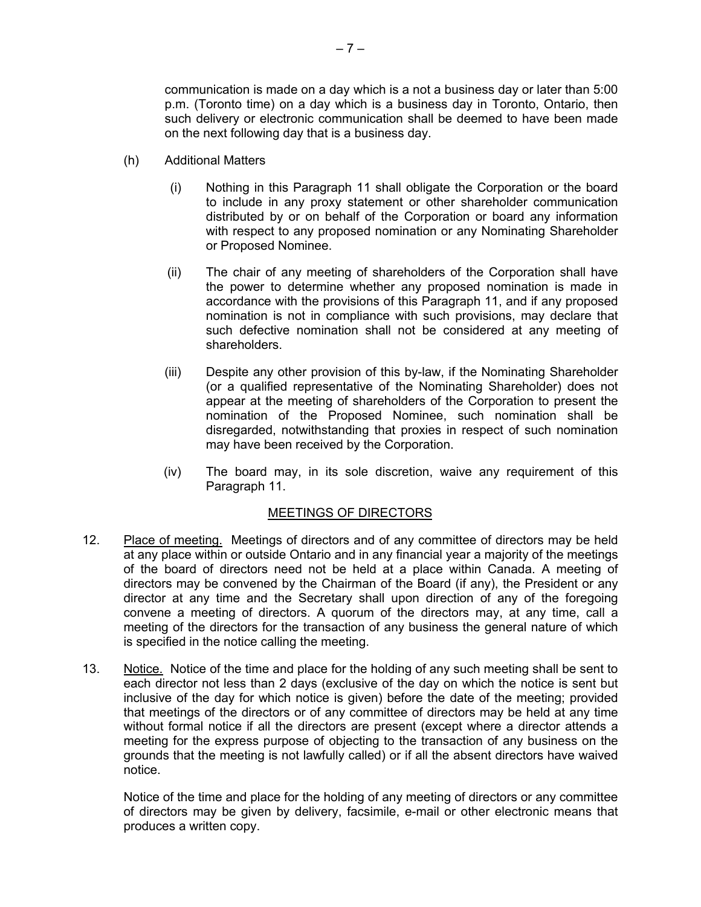communication is made on a day which is a not a business day or later than 5:00 p.m. (Toronto time) on a day which is a business day in Toronto, Ontario, then such delivery or electronic communication shall be deemed to have been made on the next following day that is a business day.

(h) Additional Matters

(i) Nothing in this Paragraph 11 shall obligate the Corporation or the board to include in any proxy statement or other shareholder communication distributed by or on behalf of the Corporation or board any information with respect to any proposed nomination or any Nominating Shareholder or Proposed Nominee.

(ii) The chair of any meeting of shareholders of the Corporation shall have the power to determine whether any proposed nomination is made in accordance with the provisions of this Paragraph 11, and if any proposed nomination is not in compliance with such provisions, may declare that such defective nomination shall not be considered at any meeting of shareholders.

(iii) Despite any other provision of this by-law, if the Nominating Shareholder (or a qualified representative of the Nominating Shareholder) does not appear at the meeting of shareholders of the Corporation to present the nomination of the Proposed Nominee, such nomination shall be disregarded, notwithstanding that proxies in respect of such nomination may have been received by the Corporation.

(iv) The board may, in its sole discretion, waive any requirement of this Paragraph 11.

## MEETINGS OF DIRECTORS

12. Place of meeting. Meetings of directors and of any committee of directors may be held at any place within or outside Ontario and in any financial year a majority of the meetings of the board of directors need not be held at a place within Canada. A meeting of directors may be convened by the Chairman of the Board (if any), the President or any director at any time and the Secretary shall upon direction of any of the foregoing convene a meeting of directors. A quorum of the directors may, at any time, call a meeting of the directors for the transaction of any business the general nature of which is specified in the notice calling the meeting.

13. Notice. Notice of the time and place for the holding of any such meeting shall be sent to each director not less than 2 days (exclusive of the day on which the notice is sent but inclusive of the day for which notice is given) before the date of the meeting; provided that meetings of the directors or of any committee of directors may be held at any time without formal notice if all the directors are present (except where a director attends a meeting for the express purpose of objecting to the transaction of any business on the grounds that the meeting is not lawfully called) or if all the absent directors have waived notice.

    Notice of the time and place for the holding of any meeting of directors or any committee of directors may be given by delivery, facsimile, e-mail or other electronic means that produces a written copy.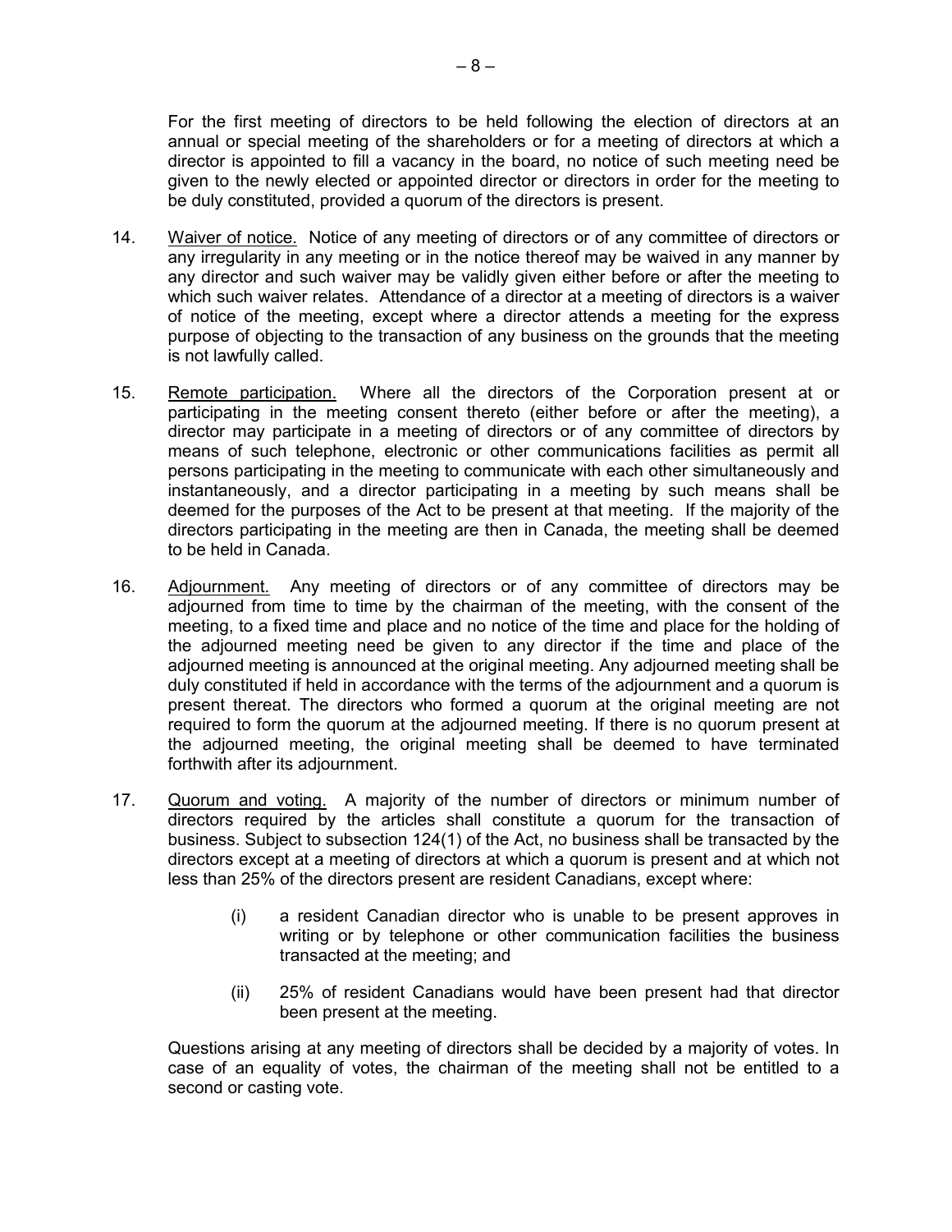For the first meeting of directors to be held following the election of directors at an annual or special meeting of the shareholders or for a meeting of directors at which a director is appointed to fill a vacancy in the board, no notice of such meeting need be given to the newly elected or appointed director or directors in order for the meeting to be duly constituted, provided a quorum of the directors is present.

14. Waiver of notice. Notice of any meeting of directors or of any committee of directors or any irregularity in any meeting or in the notice thereof may be waived in any manner by any director and such waiver may be validly given either before or after the meeting to which such waiver relates. Attendance of a director at a meeting of directors is a waiver of notice of the meeting, except where a director attends a meeting for the express purpose of objecting to the transaction of any business on the grounds that the meeting is not lawfully called.

15. Remote participation. Where all the directors of the Corporation present at or participating in the meeting consent thereto (either before or after the meeting), a director may participate in a meeting of directors or of any committee of directors by means of such telephone, electronic or other communications facilities as permit all persons participating in the meeting to communicate with each other simultaneously and instantaneously, and a director participating in a meeting by such means shall be deemed for the purposes of the Act to be present at that meeting. If the majority of the directors participating in the meeting are then in Canada, the meeting shall be deemed to be held in Canada.

16. Adjournment. Any meeting of directors or of any committee of directors may be adjourned from time to time by the chairman of the meeting, with the consent of the meeting, to a fixed time and place and no notice of the time and place for the holding of the adjourned meeting need be given to any director if the time and place of the adjourned meeting is announced at the original meeting. Any adjourned meeting shall be duly constituted if held in accordance with the terms of the adjournment and a quorum is present thereat. The directors who formed a quorum at the original meeting are not required to form the quorum at the adjourned meeting. If there is no quorum present at the adjourned meeting, the original meeting shall be deemed to have terminated forthwith after its adjournment.

17. Quorum and voting. A majority of the number of directors or minimum number of directors required by the articles shall constitute a quorum for the transaction of business. Subject to subsection 124(1) of the Act, no business shall be transacted by the directors except at a meeting of directors at which a quorum is present and at which not less than 25% of the directors present are resident Canadians, except where:

    (i) a resident Canadian director who is unable to be present approves in writing or by telephone or other communication facilities the business transacted at the meeting; and

    (ii) 25% of resident Canadians would have been present had that director been present at the meeting.

Questions arising at any meeting of directors shall be decided by a majority of votes. In case of an equality of votes, the chairman of the meeting shall not be entitled to a second or casting vote.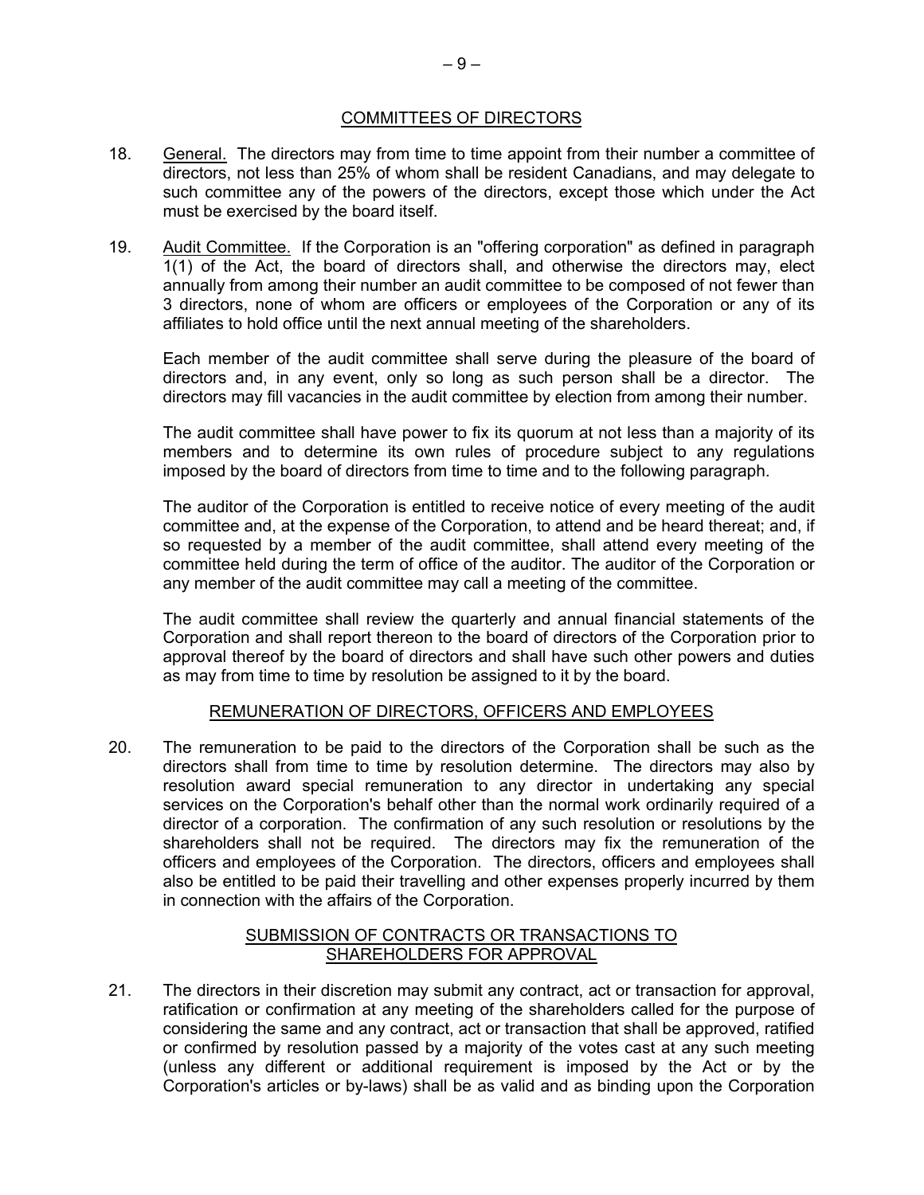## COMMITTEES OF DIRECTORS

18. General. The directors may from time to time appoint from their number a committee of directors, not less than 25% of whom shall be resident Canadians, and may delegate to such committee any of the powers of the directors, except those which under the Act must be exercised by the board itself.

19. Audit Committee. If the Corporation is an "offering corporation" as defined in paragraph 1(1) of the Act, the board of directors shall, and otherwise the directors may, elect annually from among their number an audit committee to be composed of not fewer than 3 directors, none of whom are officers or employees of the Corporation or any of its affiliates to hold office until the next annual meeting of the shareholders.

 Each member of the audit committee shall serve during the pleasure of the board of directors and, in any event, only so long as such person shall be a director. The directors may fill vacancies in the audit committee by election from among their number.

 The audit committee shall have power to fix its quorum at not less than a majority of its members and to determine its own rules of procedure subject to any regulations imposed by the board of directors from time to time and to the following paragraph.

 The auditor of the Corporation is entitled to receive notice of every meeting of the audit committee and, at the expense of the Corporation, to attend and be heard thereat; and, if so requested by a member of the audit committee, shall attend every meeting of the committee held during the term of office of the auditor. The auditor of the Corporation or any member of the audit committee may call a meeting of the committee.

 The audit committee shall review the quarterly and annual financial statements of the Corporation and shall report thereon to the board of directors of the Corporation prior to approval thereof by the board of directors and shall have such other powers and duties as may from time to time by resolution be assigned to it by the board.

## REMUNERATION OF DIRECTORS, OFFICERS AND EMPLOYEES

20. The remuneration to be paid to the directors of the Corporation shall be such as the directors shall from time to time by resolution determine. The directors may also by resolution award special remuneration to any director in undertaking any special services on the Corporation's behalf other than the normal work ordinarily required of a director of a corporation. The confirmation of any such resolution or resolutions by the shareholders shall not be required. The directors may fix the remuneration of the officers and employees of the Corporation. The directors, officers and employees shall also be entitled to be paid their travelling and other expenses properly incurred by them in connection with the affairs of the Corporation.

## SUBMISSION OF CONTRACTS OR TRANSACTIONS TO SHAREHOLDERS FOR APPROVAL

21. The directors in their discretion may submit any contract, act or transaction for approval, ratification or confirmation at any meeting of the shareholders called for the purpose of considering the same and any contract, act or transaction that shall be approved, ratified or confirmed by resolution passed by a majority of the votes cast at any such meeting (unless any different or additional requirement is imposed by the Act or by the Corporation's articles or by-laws) shall be as valid and as binding upon the Corporation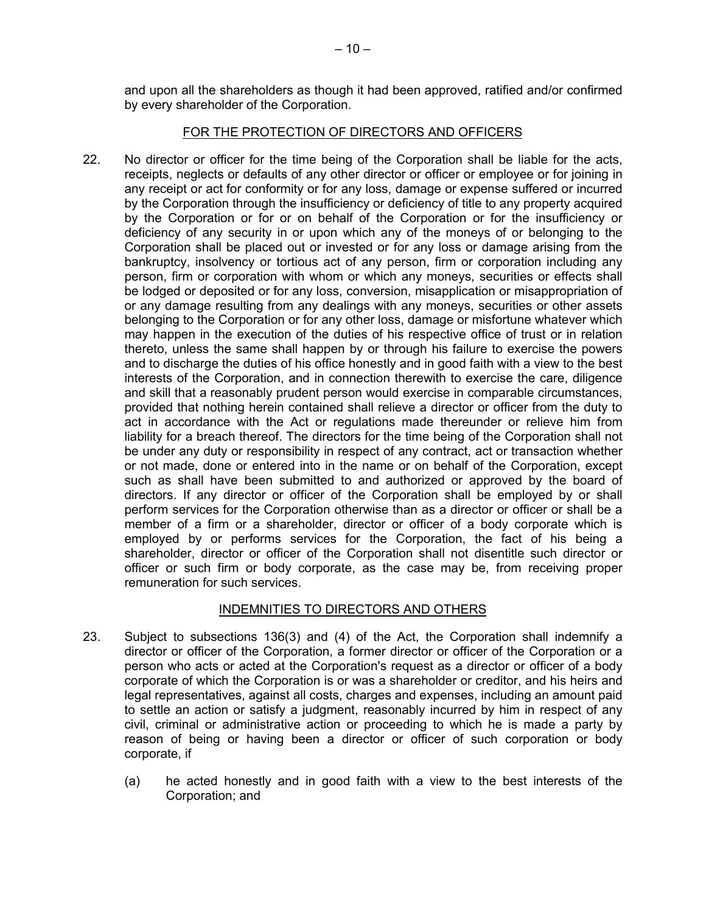and upon all the shareholders as though it had been approved, ratified and/or confirmed by every shareholder of the Corporation.

## FOR THE PROTECTION OF DIRECTORS AND OFFICERS

22. No director or officer for the time being of the Corporation shall be liable for the acts, receipts, neglects or defaults of any other director or officer or employee or for joining in any receipt or act for conformity or for any loss, damage or expense suffered or incurred by the Corporation through the insufficiency or deficiency of title to any property acquired by the Corporation or for or on behalf of the Corporation or for the insufficiency or deficiency of any security in or upon which any of the moneys of or belonging to the Corporation shall be placed out or invested or for any loss or damage arising from the bankruptcy, insolvency or tortious act of any person, firm or corporation including any person, firm or corporation with whom or which any moneys, securities or effects shall be lodged or deposited or for any loss, conversion, misapplication or misappropriation of or any damage resulting from any dealings with any moneys, securities or other assets belonging to the Corporation or for any other loss, damage or misfortune whatever which may happen in the execution of the duties of his respective office of trust or in relation thereto, unless the same shall happen by or through his failure to exercise the powers and to discharge the duties of his office honestly and in good faith with a view to the best interests of the Corporation, and in connection therewith to exercise the care, diligence and skill that a reasonably prudent person would exercise in comparable circumstances, provided that nothing herein contained shall relieve a director or officer from the duty to act in accordance with the Act or regulations made thereunder or relieve him from liability for a breach thereof. The directors for the time being of the Corporation shall not be under any duty or responsibility in respect of any contract, act or transaction whether or not made, done or entered into in the name or on behalf of the Corporation, except such as shall have been submitted to and authorized or approved by the board of directors. If any director or officer of the Corporation shall be employed by or shall perform services for the Corporation otherwise than as a director or officer or shall be a member of a firm or a shareholder, director or officer of a body corporate which is employed by or performs services for the Corporation, the fact of his being a shareholder, director or officer of the Corporation shall not disentitle such director or officer or such firm or body corporate, as the case may be, from receiving proper remuneration for such services.

## INDEMNITIES TO DIRECTORS AND OTHERS

23. Subject to subsections 136(3) and (4) of the Act, the Corporation shall indemnify a director or officer of the Corporation, a former director or officer of the Corporation or a person who acts or acted at the Corporation's request as a director or officer of a body corporate of which the Corporation is or was a shareholder or creditor, and his heirs and legal representatives, against all costs, charges and expenses, including an amount paid to settle an action or satisfy a judgment, reasonably incurred by him in respect of any civil, criminal or administrative action or proceeding to which he is made a party by reason of being or having been a director or officer of such corporation or body corporate, if

    (a) he acted honestly and in good faith with a view to the best interests of the Corporation; and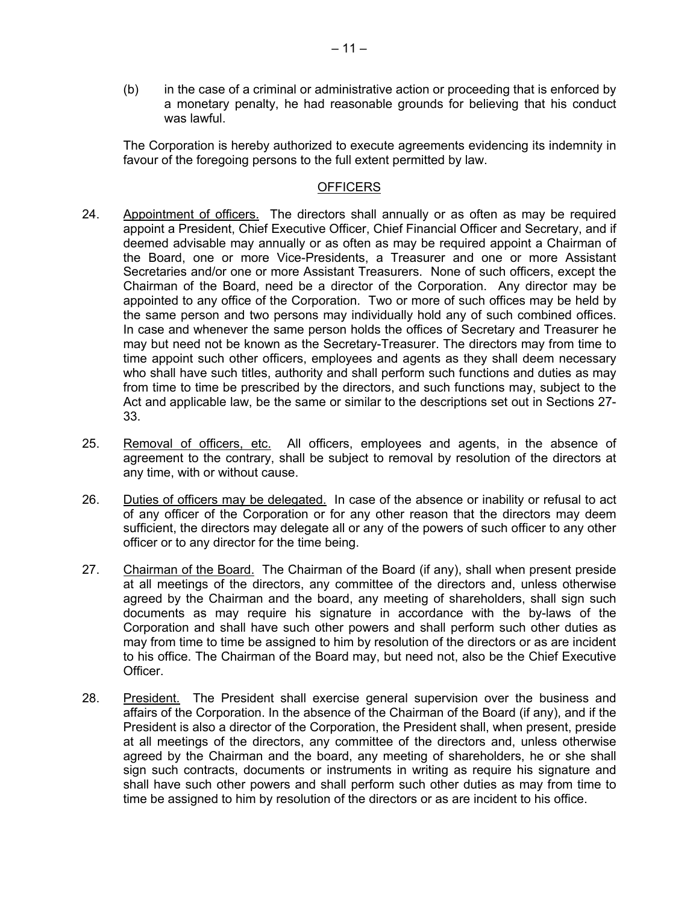(b) in the case of a criminal or administrative action or proceeding that is enforced by a monetary penalty, he had reasonable grounds for believing that his conduct was lawful.

The Corporation is hereby authorized to execute agreements evidencing its indemnity in favour of the foregoing persons to the full extent permitted by law.

## OFFICERS

24. Appointment of officers. The directors shall annually or as often as may be required appoint a President, Chief Executive Officer, Chief Financial Officer and Secretary, and if deemed advisable may annually or as often as may be required appoint a Chairman of the Board, one or more Vice-Presidents, a Treasurer and one or more Assistant Secretaries and/or one or more Assistant Treasurers. None of such officers, except the Chairman of the Board, need be a director of the Corporation. Any director may be appointed to any office of the Corporation. Two or more of such offices may be held by the same person and two persons may individually hold any of such combined offices. In case and whenever the same person holds the offices of Secretary and Treasurer he may but need not be known as the Secretary-Treasurer. The directors may from time to time appoint such other officers, employees and agents as they shall deem necessary who shall have such titles, authority and shall perform such functions and duties as may from time to time be prescribed by the directors, and such functions may, subject to the Act and applicable law, be the same or similar to the descriptions set out in Sections 27-33.

25. Removal of officers, etc. All officers, employees and agents, in the absence of agreement to the contrary, shall be subject to removal by resolution of the directors at any time, with or without cause.

26. Duties of officers may be delegated. In case of the absence or inability or refusal to act of any officer of the Corporation or for any other reason that the directors may deem sufficient, the directors may delegate all or any of the powers of such officer to any other officer or to any director for the time being.

27. Chairman of the Board. The Chairman of the Board (if any), shall when present preside at all meetings of the directors, any committee of the directors and, unless otherwise agreed by the Chairman and the board, any meeting of shareholders, shall sign such documents as may require his signature in accordance with the by-laws of the Corporation and shall have such other powers and shall perform such other duties as may from time to time be assigned to him by resolution of the directors or as are incident to his office. The Chairman of the Board may, but need not, also be the Chief Executive Officer.

28. President. The President shall exercise general supervision over the business and affairs of the Corporation. In the absence of the Chairman of the Board (if any), and if the President is also a director of the Corporation, the President shall, when present, preside at all meetings of the directors, any committee of the directors and, unless otherwise agreed by the Chairman and the board, any meeting of shareholders, he or she shall sign such contracts, documents or instruments in writing as require his signature and shall have such other powers and shall perform such other duties as may from time to time be assigned to him by resolution of the directors or as are incident to his office.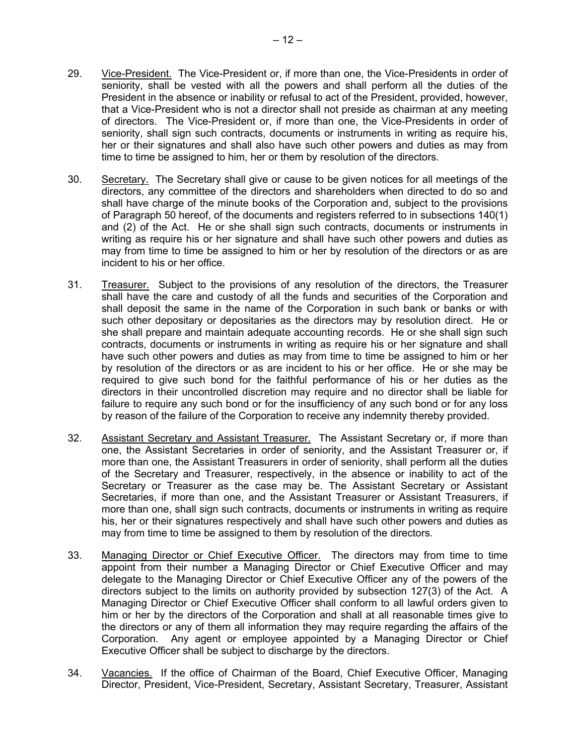29. Vice-President. The Vice-President or, if more than one, the Vice-Presidents in order of seniority, shall be vested with all the powers and shall perform all the duties of the President in the absence or inability or refusal to act of the President, provided, however, that a Vice-President who is not a director shall not preside as chairman at any meeting of directors. The Vice-President or, if more than one, the Vice-Presidents in order of seniority, shall sign such contracts, documents or instruments in writing as require his, her or their signatures and shall also have such other powers and duties as may from time to time be assigned to him, her or them by resolution of the directors.

30. Secretary. The Secretary shall give or cause to be given notices for all meetings of the directors, any committee of the directors and shareholders when directed to do so and shall have charge of the minute books of the Corporation and, subject to the provisions of Paragraph 50 hereof, of the documents and registers referred to in subsections 140(1) and (2) of the Act. He or she shall sign such contracts, documents or instruments in writing as require his or her signature and shall have such other powers and duties as may from time to time be assigned to him or her by resolution of the directors or as are incident to his or her office.

31. Treasurer. Subject to the provisions of any resolution of the directors, the Treasurer shall have the care and custody of all the funds and securities of the Corporation and shall deposit the same in the name of the Corporation in such bank or banks or with such other depositary or depositaries as the directors may by resolution direct. He or she shall prepare and maintain adequate accounting records. He or she shall sign such contracts, documents or instruments in writing as require his or her signature and shall have such other powers and duties as may from time to time be assigned to him or her by resolution of the directors or as are incident to his or her office. He or she may be required to give such bond for the faithful performance of his or her duties as the directors in their uncontrolled discretion may require and no director shall be liable for failure to require any such bond or for the insufficiency of any such bond or for any loss by reason of the failure of the Corporation to receive any indemnity thereby provided.

32. Assistant Secretary and Assistant Treasurer. The Assistant Secretary or, if more than one, the Assistant Secretaries in order of seniority, and the Assistant Treasurer or, if more than one, the Assistant Treasurers in order of seniority, shall perform all the duties of the Secretary and Treasurer, respectively, in the absence or inability to act of the Secretary or Treasurer as the case may be. The Assistant Secretary or Assistant Secretaries, if more than one, and the Assistant Treasurer or Assistant Treasurers, if more than one, shall sign such contracts, documents or instruments in writing as require his, her or their signatures respectively and shall have such other powers and duties as may from time to time be assigned to them by resolution of the directors.

33. Managing Director or Chief Executive Officer. The directors may from time to time appoint from their number a Managing Director or Chief Executive Officer and may delegate to the Managing Director or Chief Executive Officer any of the powers of the directors subject to the limits on authority provided by subsection 127(3) of the Act. A Managing Director or Chief Executive Officer shall conform to all lawful orders given to him or her by the directors of the Corporation and shall at all reasonable times give to the directors or any of them all information they may require regarding the affairs of the Corporation. Any agent or employee appointed by a Managing Director or Chief Executive Officer shall be subject to discharge by the directors.

34. Vacancies. If the office of Chairman of the Board, Chief Executive Officer, Managing Director, President, Vice-President, Secretary, Assistant Secretary, Treasurer, Assistant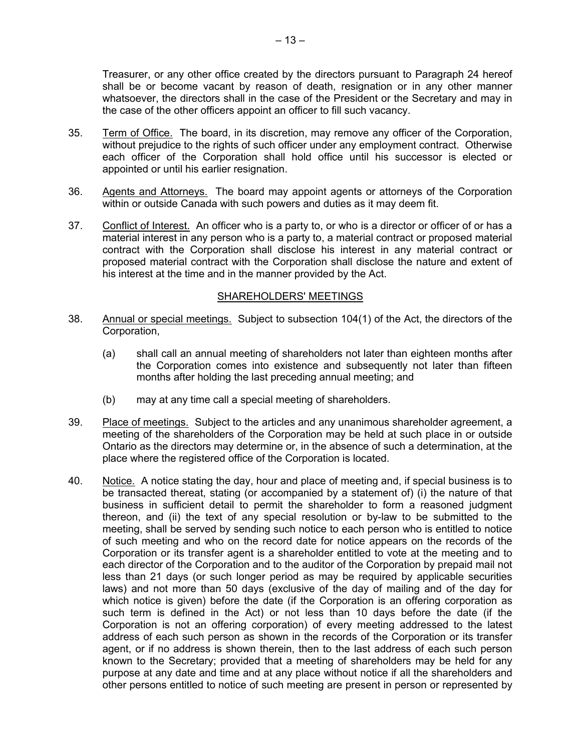Treasurer, or any other office created by the directors pursuant to Paragraph 24 hereof shall be or become vacant by reason of death, resignation or in any other manner whatsoever, the directors shall in the case of the President or the Secretary and may in the case of the other officers appoint an officer to fill such vacancy.

35. Term of Office. The board, in its discretion, may remove any officer of the Corporation, without prejudice to the rights of such officer under any employment contract. Otherwise each officer of the Corporation shall hold office until his successor is elected or appointed or until his earlier resignation.

36. Agents and Attorneys. The board may appoint agents or attorneys of the Corporation within or outside Canada with such powers and duties as it may deem fit.

37. Conflict of Interest. An officer who is a party to, or who is a director or officer of or has a material interest in any person who is a party to, a material contract or proposed material contract with the Corporation shall disclose his interest in any material contract or proposed material contract with the Corporation shall disclose the nature and extent of his interest at the time and in the manner provided by the Act.

## SHAREHOLDERS' MEETINGS

38. Annual or special meetings. Subject to subsection 104(1) of the Act, the directors of the Corporation,

    (a) shall call an annual meeting of shareholders not later than eighteen months after the Corporation comes into existence and subsequently not later than fifteen months after holding the last preceding annual meeting; and

    (b) may at any time call a special meeting of shareholders.

39. Place of meetings. Subject to the articles and any unanimous shareholder agreement, a meeting of the shareholders of the Corporation may be held at such place in or outside Ontario as the directors may determine or, in the absence of such a determination, at the place where the registered office of the Corporation is located.

40. Notice. A notice stating the day, hour and place of meeting and, if special business is to be transacted thereat, stating (or accompanied by a statement of) (i) the nature of that business in sufficient detail to permit the shareholder to form a reasoned judgment thereon, and (ii) the text of any special resolution or by-law to be submitted to the meeting, shall be served by sending such notice to each person who is entitled to notice of such meeting and who on the record date for notice appears on the records of the Corporation or its transfer agent is a shareholder entitled to vote at the meeting and to each director of the Corporation and to the auditor of the Corporation by prepaid mail not less than 21 days (or such longer period as may be required by applicable securities laws) and not more than 50 days (exclusive of the day of mailing and of the day for which notice is given) before the date (if the Corporation is an offering corporation as such term is defined in the Act) or not less than 10 days before the date (if the Corporation is not an offering corporation) of every meeting addressed to the latest address of each such person as shown in the records of the Corporation or its transfer agent, or if no address is shown therein, then to the last address of each such person known to the Secretary; provided that a meeting of shareholders may be held for any purpose at any date and time and at any place without notice if all the shareholders and other persons entitled to notice of such meeting are present in person or represented by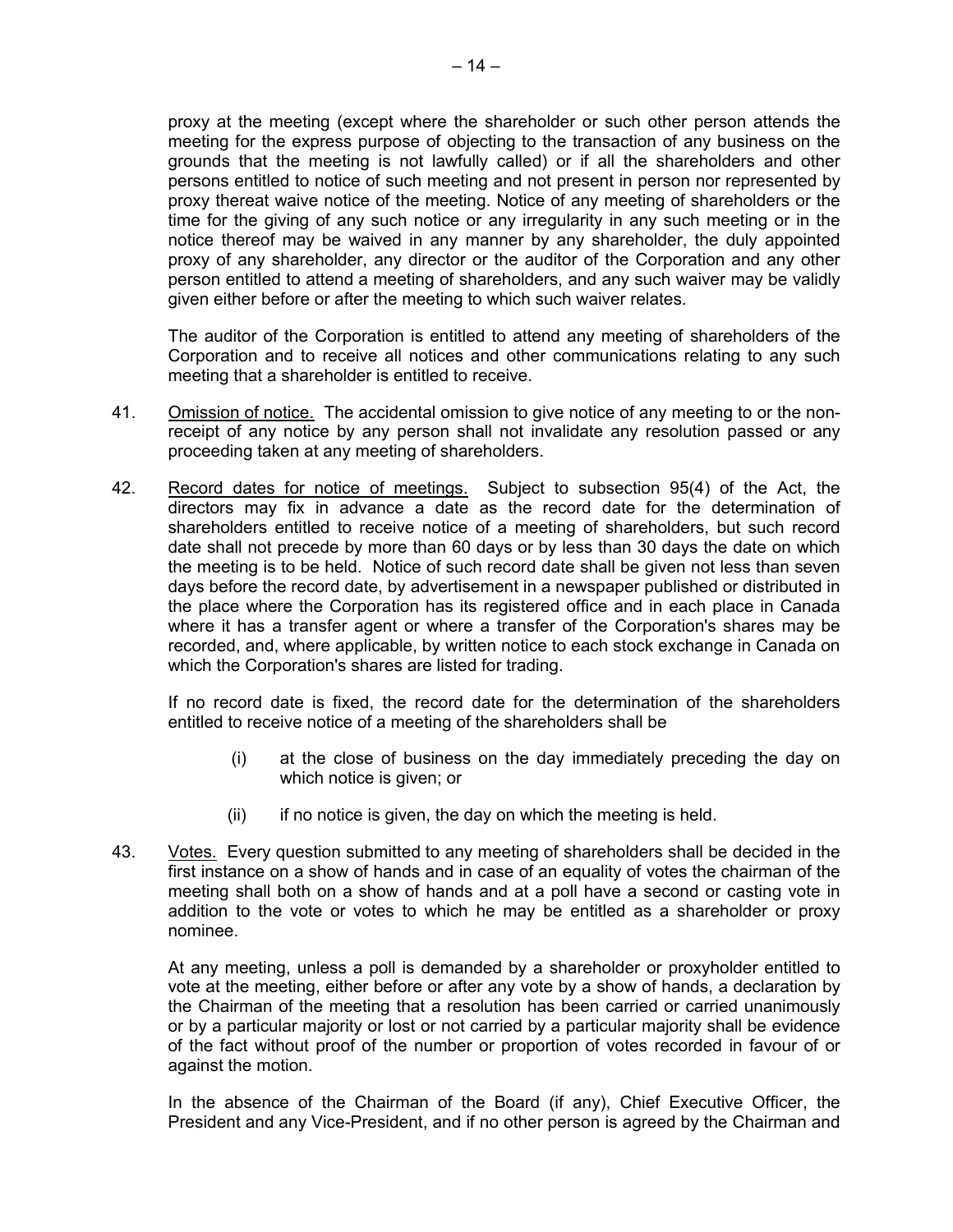proxy at the meeting (except where the shareholder or such other person attends the meeting for the express purpose of objecting to the transaction of any business on the grounds that the meeting is not lawfully called) or if all the shareholders and other persons entitled to notice of such meeting and not present in person nor represented by proxy thereat waive notice of the meeting. Notice of any meeting of shareholders or the time for the giving of any such notice or any irregularity in any such meeting or in the notice thereof may be waived in any manner by any shareholder, the duly appointed proxy of any shareholder, any director or the auditor of the Corporation and any other person entitled to attend a meeting of shareholders, and any such waiver may be validly given either before or after the meeting to which such waiver relates.

The auditor of the Corporation is entitled to attend any meeting of shareholders of the Corporation and to receive all notices and other communications relating to any such meeting that a shareholder is entitled to receive.

41. Omission of notice. The accidental omission to give notice of any meeting to or the non-receipt of any notice by any person shall not invalidate any resolution passed or any proceeding taken at any meeting of shareholders.

42. Record dates for notice of meetings. Subject to subsection 95(4) of the Act, the directors may fix in advance a date as the record date for the determination of shareholders entitled to receive notice of a meeting of shareholders, but such record date shall not precede by more than 60 days or by less than 30 days the date on which the meeting is to be held. Notice of such record date shall be given not less than seven days before the record date, by advertisement in a newspaper published or distributed in the place where the Corporation has its registered office and in each place in Canada where it has a transfer agent or where a transfer of the Corporation's shares may be recorded, and, where applicable, by written notice to each stock exchange in Canada on which the Corporation's shares are listed for trading.

If no record date is fixed, the record date for the determination of the shareholders entitled to receive notice of a meeting of the shareholders shall be

(i) at the close of business on the day immediately preceding the day on which notice is given; or

(ii) if no notice is given, the day on which the meeting is held.

43. Votes. Every question submitted to any meeting of shareholders shall be decided in the first instance on a show of hands and in case of an equality of votes the chairman of the meeting shall both on a show of hands and at a poll have a second or casting vote in addition to the vote or votes to which he may be entitled as a shareholder or proxy nominee.

At any meeting, unless a poll is demanded by a shareholder or proxyholder entitled to vote at the meeting, either before or after any vote by a show of hands, a declaration by the Chairman of the meeting that a resolution has been carried or carried unanimously or by a particular majority or lost or not carried by a particular majority shall be evidence of the fact without proof of the number or proportion of votes recorded in favour of or against the motion.

In the absence of the Chairman of the Board (if any), Chief Executive Officer, the President and any Vice-President, and if no other person is agreed by the Chairman and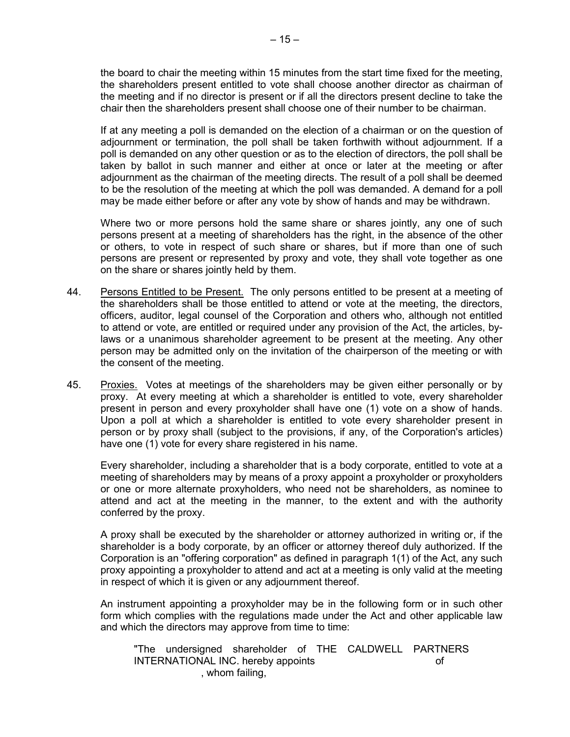the board to chair the meeting within 15 minutes from the start time fixed for the meeting, the shareholders present entitled to vote shall choose another director as chairman of the meeting and if no director is present or if all the directors present decline to take the chair then the shareholders present shall choose one of their number to be chairman.

If at any meeting a poll is demanded on the election of a chairman or on the question of adjournment or termination, the poll shall be taken forthwith without adjournment. If a poll is demanded on any other question or as to the election of directors, the poll shall be taken by ballot in such manner and either at once or later at the meeting or after adjournment as the chairman of the meeting directs. The result of a poll shall be deemed to be the resolution of the meeting at which the poll was demanded. A demand for a poll may be made either before or after any vote by show of hands and may be withdrawn.

Where two or more persons hold the same share or shares jointly, any one of such persons present at a meeting of shareholders has the right, in the absence of the other or others, to vote in respect of such share or shares, but if more than one of such persons are present or represented by proxy and vote, they shall vote together as one on the share or shares jointly held by them.

44. Persons Entitled to be Present. The only persons entitled to be present at a meeting of the shareholders shall be those entitled to attend or vote at the meeting, the directors, officers, auditor, legal counsel of the Corporation and others who, although not entitled to attend or vote, are entitled or required under any provision of the Act, the articles, by-laws or a unanimous shareholder agreement to be present at the meeting. Any other person may be admitted only on the invitation of the chairperson of the meeting or with the consent of the meeting.

45. Proxies. Votes at meetings of the shareholders may be given either personally or by proxy. At every meeting at which a shareholder is entitled to vote, every shareholder present in person and every proxyholder shall have one (1) vote on a show of hands. Upon a poll at which a shareholder is entitled to vote every shareholder present in person or by proxy shall (subject to the provisions, if any, of the Corporation's articles) have one (1) vote for every share registered in his name.

Every shareholder, including a shareholder that is a body corporate, entitled to vote at a meeting of shareholders may by means of a proxy appoint a proxyholder or proxyholders or one or more alternate proxyholders, who need not be shareholders, as nominee to attend and act at the meeting in the manner, to the extent and with the authority conferred by the proxy.

A proxy shall be executed by the shareholder or attorney authorized in writing or, if the shareholder is a body corporate, by an officer or attorney thereof duly authorized. If the Corporation is an "offering corporation" as defined in paragraph 1(1) of the Act, any such proxy appointing a proxyholder to attend and act at a meeting is only valid at the meeting in respect of which it is given or any adjournment thereof.

An instrument appointing a proxyholder may be in the following form or in such other form which complies with the regulations made under the Act and other applicable law and which the directors may approve from time to time:

> "The undersigned shareholder of THE CALDWELL PARTNERS INTERNATIONAL INC. hereby appoints                                        of                    , whom failing,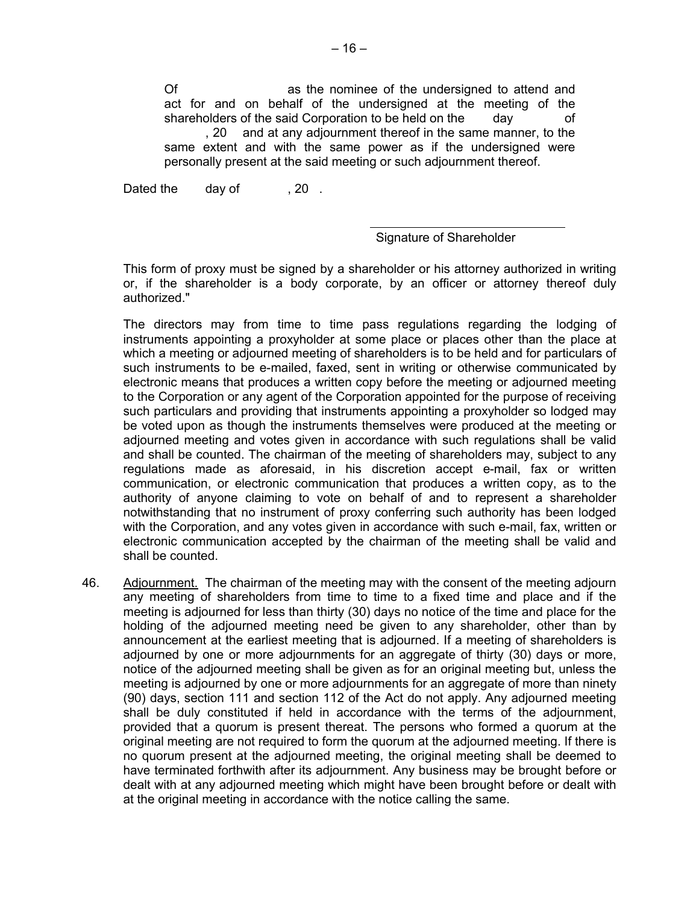Of as the nominee of the undersigned to attend and act for and on behalf of the undersigned at the meeting of the shareholders of the said Corporation to be held on the day of , 20 and at any adjournment thereof in the same manner, to the same extent and with the same power as if the undersigned were personally present at the said meeting or such adjournment thereof.

Dated the day of , 20 .

\_\_\_\_\_\_\_\_\_\_\_\_\_\_\_\_\_\_\_\_\_\_\_\_\_\_\_\_\_\_
Signature of Shareholder

This form of proxy must be signed by a shareholder or his attorney authorized in writing or, if the shareholder is a body corporate, by an officer or attorney thereof duly authorized."

The directors may from time to time pass regulations regarding the lodging of instruments appointing a proxyholder at some place or places other than the place at which a meeting or adjourned meeting of shareholders is to be held and for particulars of such instruments to be e-mailed, faxed, sent in writing or otherwise communicated by electronic means that produces a written copy before the meeting or adjourned meeting to the Corporation or any agent of the Corporation appointed for the purpose of receiving such particulars and providing that instruments appointing a proxyholder so lodged may be voted upon as though the instruments themselves were produced at the meeting or adjourned meeting and votes given in accordance with such regulations shall be valid and shall be counted. The chairman of the meeting of shareholders may, subject to any regulations made as aforesaid, in his discretion accept e-mail, fax or written communication, or electronic communication that produces a written copy, as to the authority of anyone claiming to vote on behalf of and to represent a shareholder notwithstanding that no instrument of proxy conferring such authority has been lodged with the Corporation, and any votes given in accordance with such e-mail, fax, written or electronic communication accepted by the chairman of the meeting shall be valid and shall be counted.

46. Adjournment. The chairman of the meeting may with the consent of the meeting adjourn any meeting of shareholders from time to time to a fixed time and place and if the meeting is adjourned for less than thirty (30) days no notice of the time and place for the holding of the adjourned meeting need be given to any shareholder, other than by announcement at the earliest meeting that is adjourned. If a meeting of shareholders is adjourned by one or more adjournments for an aggregate of thirty (30) days or more, notice of the adjourned meeting shall be given as for an original meeting but, unless the meeting is adjourned by one or more adjournments for an aggregate of more than ninety (90) days, section 111 and section 112 of the Act do not apply. Any adjourned meeting shall be duly constituted if held in accordance with the terms of the adjournment, provided that a quorum is present thereat. The persons who formed a quorum at the original meeting are not required to form the quorum at the adjourned meeting. If there is no quorum present at the adjourned meeting, the original meeting shall be deemed to have terminated forthwith after its adjournment. Any business may be brought before or dealt with at any adjourned meeting which might have been brought before or dealt with at the original meeting in accordance with the notice calling the same.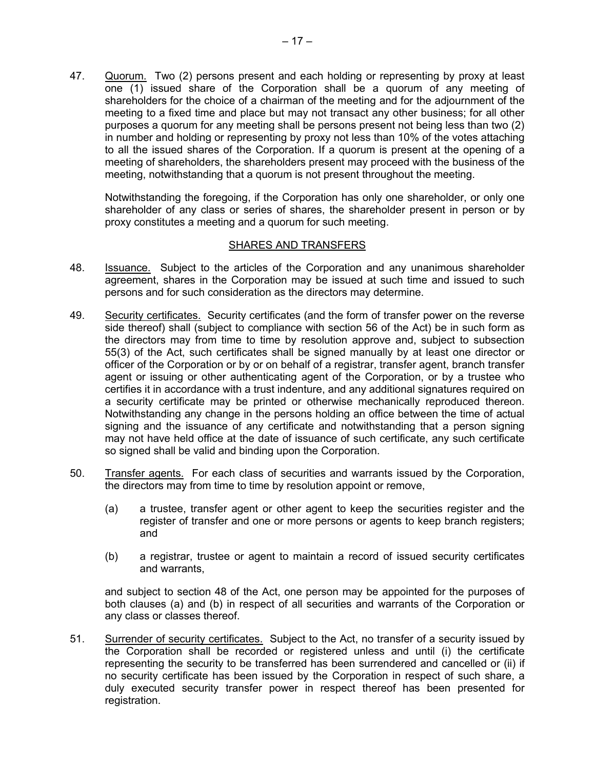47. Quorum. Two (2) persons present and each holding or representing by proxy at least one (1) issued share of the Corporation shall be a quorum of any meeting of shareholders for the choice of a chairman of the meeting and for the adjournment of the meeting to a fixed time and place but may not transact any other business; for all other purposes a quorum for any meeting shall be persons present not being less than two (2) in number and holding or representing by proxy not less than 10% of the votes attaching to all the issued shares of the Corporation. If a quorum is present at the opening of a meeting of shareholders, the shareholders present may proceed with the business of the meeting, notwithstanding that a quorum is not present throughout the meeting.

Notwithstanding the foregoing, if the Corporation has only one shareholder, or only one shareholder of any class or series of shares, the shareholder present in person or by proxy constitutes a meeting and a quorum for such meeting.

## SHARES AND TRANSFERS

48. Issuance. Subject to the articles of the Corporation and any unanimous shareholder agreement, shares in the Corporation may be issued at such time and issued to such persons and for such consideration as the directors may determine.

49. Security certificates. Security certificates (and the form of transfer power on the reverse side thereof) shall (subject to compliance with section 56 of the Act) be in such form as the directors may from time to time by resolution approve and, subject to subsection 55(3) of the Act, such certificates shall be signed manually by at least one director or officer of the Corporation or by or on behalf of a registrar, transfer agent, branch transfer agent or issuing or other authenticating agent of the Corporation, or by a trustee who certifies it in accordance with a trust indenture, and any additional signatures required on a security certificate may be printed or otherwise mechanically reproduced thereon. Notwithstanding any change in the persons holding an office between the time of actual signing and the issuance of any certificate and notwithstanding that a person signing may not have held office at the date of issuance of such certificate, any such certificate so signed shall be valid and binding upon the Corporation.

50. Transfer agents. For each class of securities and warrants issued by the Corporation, the directors may from time to time by resolution appoint or remove,

    (a) a trustee, transfer agent or other agent to keep the securities register and the register of transfer and one or more persons or agents to keep branch registers; and

    (b) a registrar, trustee or agent to maintain a record of issued security certificates and warrants,

    and subject to section 48 of the Act, one person may be appointed for the purposes of both clauses (a) and (b) in respect of all securities and warrants of the Corporation or any class or classes thereof.

51. Surrender of security certificates. Subject to the Act, no transfer of a security issued by the Corporation shall be recorded or registered unless and until (i) the certificate representing the security to be transferred has been surrendered and cancelled or (ii) if no security certificate has been issued by the Corporation in respect of such share, a duly executed security transfer power in respect thereof has been presented for registration.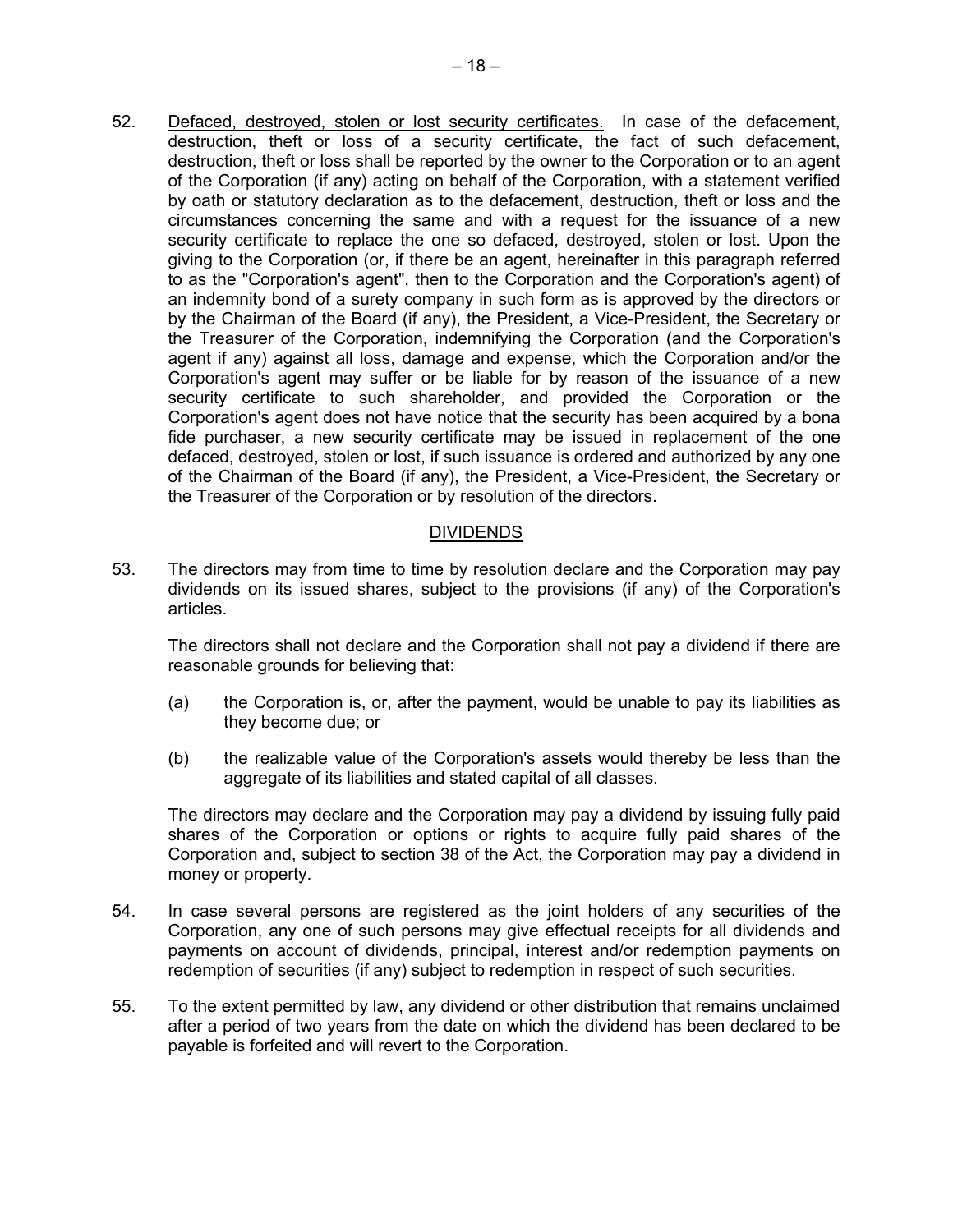52. Defaced, destroyed, stolen or lost security certificates. In case of the defacement, destruction, theft or loss of a security certificate, the fact of such defacement, destruction, theft or loss shall be reported by the owner to the Corporation or to an agent of the Corporation (if any) acting on behalf of the Corporation, with a statement verified by oath or statutory declaration as to the defacement, destruction, theft or loss and the circumstances concerning the same and with a request for the issuance of a new security certificate to replace the one so defaced, destroyed, stolen or lost. Upon the giving to the Corporation (or, if there be an agent, hereinafter in this paragraph referred to as the "Corporation's agent", then to the Corporation and the Corporation's agent) of an indemnity bond of a surety company in such form as is approved by the directors or by the Chairman of the Board (if any), the President, a Vice-President, the Secretary or the Treasurer of the Corporation, indemnifying the Corporation (and the Corporation's agent if any) against all loss, damage and expense, which the Corporation and/or the Corporation's agent may suffer or be liable for by reason of the issuance of a new security certificate to such shareholder, and provided the Corporation or the Corporation's agent does not have notice that the security has been acquired by a bona fide purchaser, a new security certificate may be issued in replacement of the one defaced, destroyed, stolen or lost, if such issuance is ordered and authorized by any one of the Chairman of the Board (if any), the President, a Vice-President, the Secretary or the Treasurer of the Corporation or by resolution of the directors.

## DIVIDENDS

53. The directors may from time to time by resolution declare and the Corporation may pay dividends on its issued shares, subject to the provisions (if any) of the Corporation's articles.

    The directors shall not declare and the Corporation shall not pay a dividend if there are reasonable grounds for believing that:

    (a) the Corporation is, or, after the payment, would be unable to pay its liabilities as they become due; or

    (b) the realizable value of the Corporation's assets would thereby be less than the aggregate of its liabilities and stated capital of all classes.

    The directors may declare and the Corporation may pay a dividend by issuing fully paid shares of the Corporation or options or rights to acquire fully paid shares of the Corporation and, subject to section 38 of the Act, the Corporation may pay a dividend in money or property.

54. In case several persons are registered as the joint holders of any securities of the Corporation, any one of such persons may give effectual receipts for all dividends and payments on account of dividends, principal, interest and/or redemption payments on redemption of securities (if any) subject to redemption in respect of such securities.

55. To the extent permitted by law, any dividend or other distribution that remains unclaimed after a period of two years from the date on which the dividend has been declared to be payable is forfeited and will revert to the Corporation.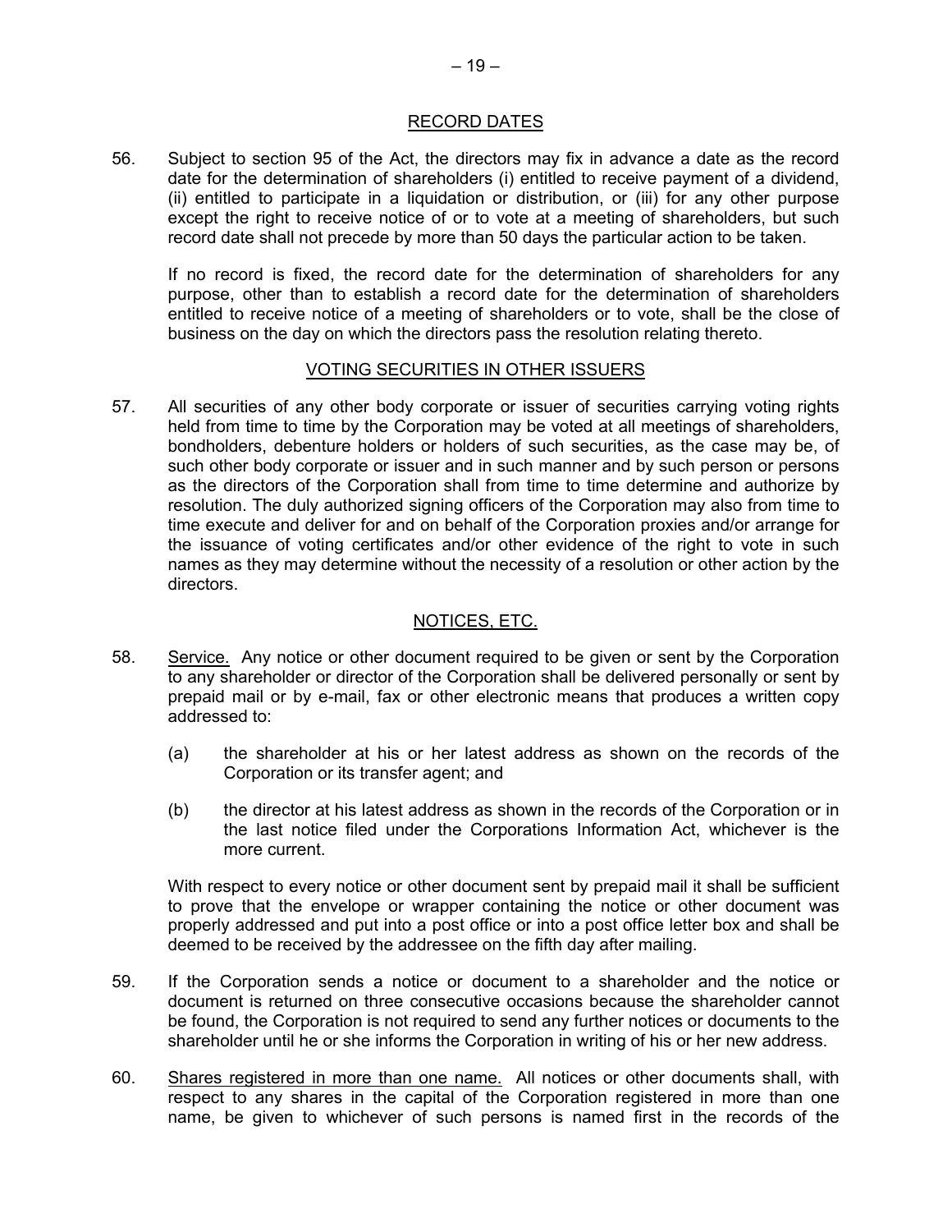## RECORD DATES

56. Subject to section 95 of the Act, the directors may fix in advance a date as the record date for the determination of shareholders (i) entitled to receive payment of a dividend, (ii) entitled to participate in a liquidation or distribution, or (iii) for any other purpose except the right to receive notice of or to vote at a meeting of shareholders, but such record date shall not precede by more than 50 days the particular action to be taken.

    If no record is fixed, the record date for the determination of shareholders for any purpose, other than to establish a record date for the determination of shareholders entitled to receive notice of a meeting of shareholders or to vote, shall be the close of business on the day on which the directors pass the resolution relating thereto.

## VOTING SECURITIES IN OTHER ISSUERS

57. All securities of any other body corporate or issuer of securities carrying voting rights held from time to time by the Corporation may be voted at all meetings of shareholders, bondholders, debenture holders or holders of such securities, as the case may be, of such other body corporate or issuer and in such manner and by such person or persons as the directors of the Corporation shall from time to time determine and authorize by resolution. The duly authorized signing officers of the Corporation may also from time to time execute and deliver for and on behalf of the Corporation proxies and/or arrange for the issuance of voting certificates and/or other evidence of the right to vote in such names as they may determine without the necessity of a resolution or other action by the directors.

## NOTICES, ETC.

58. Service. Any notice or other document required to be given or sent by the Corporation to any shareholder or director of the Corporation shall be delivered personally or sent by prepaid mail or by e-mail, fax or other electronic means that produces a written copy addressed to:

    (a) the shareholder at his or her latest address as shown on the records of the Corporation or its transfer agent; and

    (b) the director at his latest address as shown in the records of the Corporation or in the last notice filed under the Corporations Information Act, whichever is the more current.

    With respect to every notice or other document sent by prepaid mail it shall be sufficient to prove that the envelope or wrapper containing the notice or other document was properly addressed and put into a post office or into a post office letter box and shall be deemed to be received by the addressee on the fifth day after mailing.

59. If the Corporation sends a notice or document to a shareholder and the notice or document is returned on three consecutive occasions because the shareholder cannot be found, the Corporation is not required to send any further notices or documents to the shareholder until he or she informs the Corporation in writing of his or her new address.

60. Shares registered in more than one name. All notices or other documents shall, with respect to any shares in the capital of the Corporation registered in more than one name, be given to whichever of such persons is named first in the records of the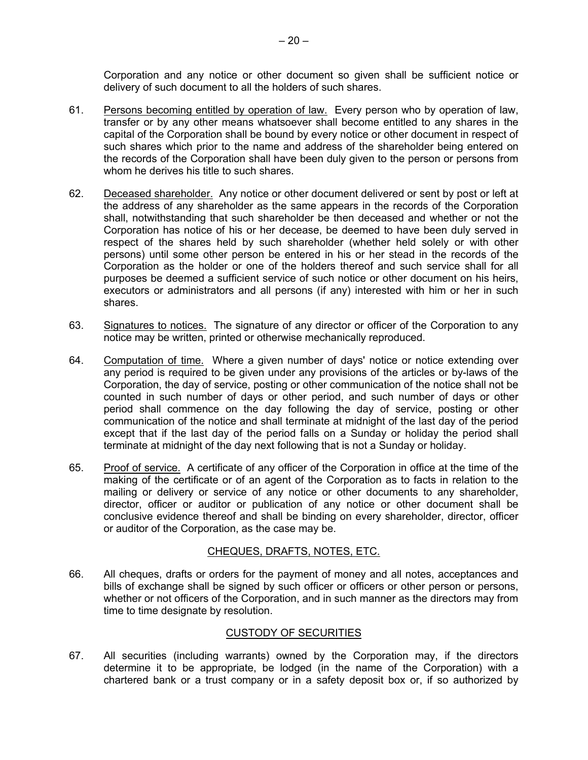Corporation and any notice or other document so given shall be sufficient notice or delivery of such document to all the holders of such shares.

61. Persons becoming entitled by operation of law. Every person who by operation of law, transfer or by any other means whatsoever shall become entitled to any shares in the capital of the Corporation shall be bound by every notice or other document in respect of such shares which prior to the name and address of the shareholder being entered on the records of the Corporation shall have been duly given to the person or persons from whom he derives his title to such shares.

62. Deceased shareholder. Any notice or other document delivered or sent by post or left at the address of any shareholder as the same appears in the records of the Corporation shall, notwithstanding that such shareholder be then deceased and whether or not the Corporation has notice of his or her decease, be deemed to have been duly served in respect of the shares held by such shareholder (whether held solely or with other persons) until some other person be entered in his or her stead in the records of the Corporation as the holder or one of the holders thereof and such service shall for all purposes be deemed a sufficient service of such notice or other document on his heirs, executors or administrators and all persons (if any) interested with him or her in such shares.

63. Signatures to notices. The signature of any director or officer of the Corporation to any notice may be written, printed or otherwise mechanically reproduced.

64. Computation of time. Where a given number of days' notice or notice extending over any period is required to be given under any provisions of the articles or by-laws of the Corporation, the day of service, posting or other communication of the notice shall not be counted in such number of days or other period, and such number of days or other period shall commence on the day following the day of service, posting or other communication of the notice and shall terminate at midnight of the last day of the period except that if the last day of the period falls on a Sunday or holiday the period shall terminate at midnight of the day next following that is not a Sunday or holiday.

65. Proof of service. A certificate of any officer of the Corporation in office at the time of the making of the certificate or of an agent of the Corporation as to facts in relation to the mailing or delivery or service of any notice or other documents to any shareholder, director, officer or auditor or publication of any notice or other document shall be conclusive evidence thereof and shall be binding on every shareholder, director, officer or auditor of the Corporation, as the case may be.

## CHEQUES, DRAFTS, NOTES, ETC.

66. All cheques, drafts or orders for the payment of money and all notes, acceptances and bills of exchange shall be signed by such officer or officers or other person or persons, whether or not officers of the Corporation, and in such manner as the directors may from time to time designate by resolution.

## CUSTODY OF SECURITIES

67. All securities (including warrants) owned by the Corporation may, if the directors determine it to be appropriate, be lodged (in the name of the Corporation) with a chartered bank or a trust company or in a safety deposit box or, if so authorized by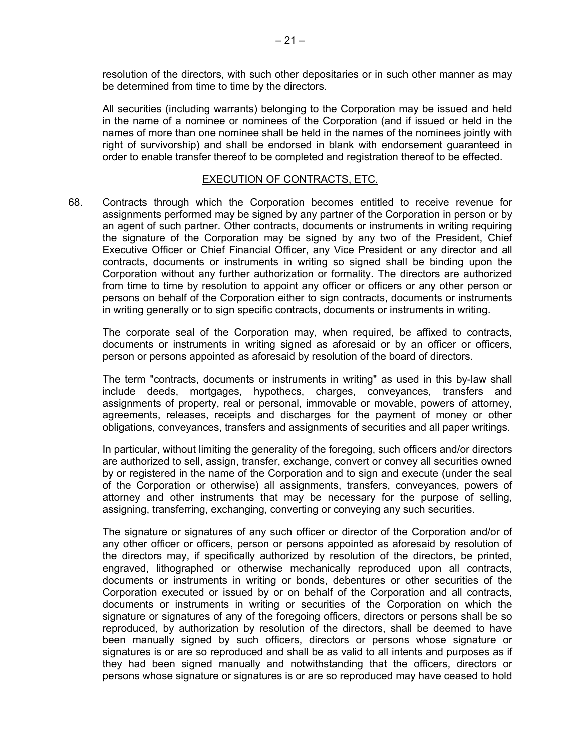resolution of the directors, with such other depositaries or in such other manner as may be determined from time to time by the directors.

All securities (including warrants) belonging to the Corporation may be issued and held in the name of a nominee or nominees of the Corporation (and if issued or held in the names of more than one nominee shall be held in the names of the nominees jointly with right of survivorship) and shall be endorsed in blank with endorsement guaranteed in order to enable transfer thereof to be completed and registration thereof to be effected.

## EXECUTION OF CONTRACTS, ETC.

68. Contracts through which the Corporation becomes entitled to receive revenue for assignments performed may be signed by any partner of the Corporation in person or by an agent of such partner. Other contracts, documents or instruments in writing requiring the signature of the Corporation may be signed by any two of the President, Chief Executive Officer or Chief Financial Officer, any Vice President or any director and all contracts, documents or instruments in writing so signed shall be binding upon the Corporation without any further authorization or formality. The directors are authorized from time to time by resolution to appoint any officer or officers or any other person or persons on behalf of the Corporation either to sign contracts, documents or instruments in writing generally or to sign specific contracts, documents or instruments in writing.

The corporate seal of the Corporation may, when required, be affixed to contracts, documents or instruments in writing signed as aforesaid or by an officer or officers, person or persons appointed as aforesaid by resolution of the board of directors.

The term "contracts, documents or instruments in writing" as used in this by-law shall include deeds, mortgages, hypothecs, charges, conveyances, transfers and assignments of property, real or personal, immovable or movable, powers of attorney, agreements, releases, receipts and discharges for the payment of money or other obligations, conveyances, transfers and assignments of securities and all paper writings.

In particular, without limiting the generality of the foregoing, such officers and/or directors are authorized to sell, assign, transfer, exchange, convert or convey all securities owned by or registered in the name of the Corporation and to sign and execute (under the seal of the Corporation or otherwise) all assignments, transfers, conveyances, powers of attorney and other instruments that may be necessary for the purpose of selling, assigning, transferring, exchanging, converting or conveying any such securities.

The signature or signatures of any such officer or director of the Corporation and/or of any other officer or officers, person or persons appointed as aforesaid by resolution of the directors may, if specifically authorized by resolution of the directors, be printed, engraved, lithographed or otherwise mechanically reproduced upon all contracts, documents or instruments in writing or bonds, debentures or other securities of the Corporation executed or issued by or on behalf of the Corporation and all contracts, documents or instruments in writing or securities of the Corporation on which the signature or signatures of any of the foregoing officers, directors or persons shall be so reproduced, by authorization by resolution of the directors, shall be deemed to have been manually signed by such officers, directors or persons whose signature or signatures is or are so reproduced and shall be as valid to all intents and purposes as if they had been signed manually and notwithstanding that the officers, directors or persons whose signature or signatures is or are so reproduced may have ceased to hold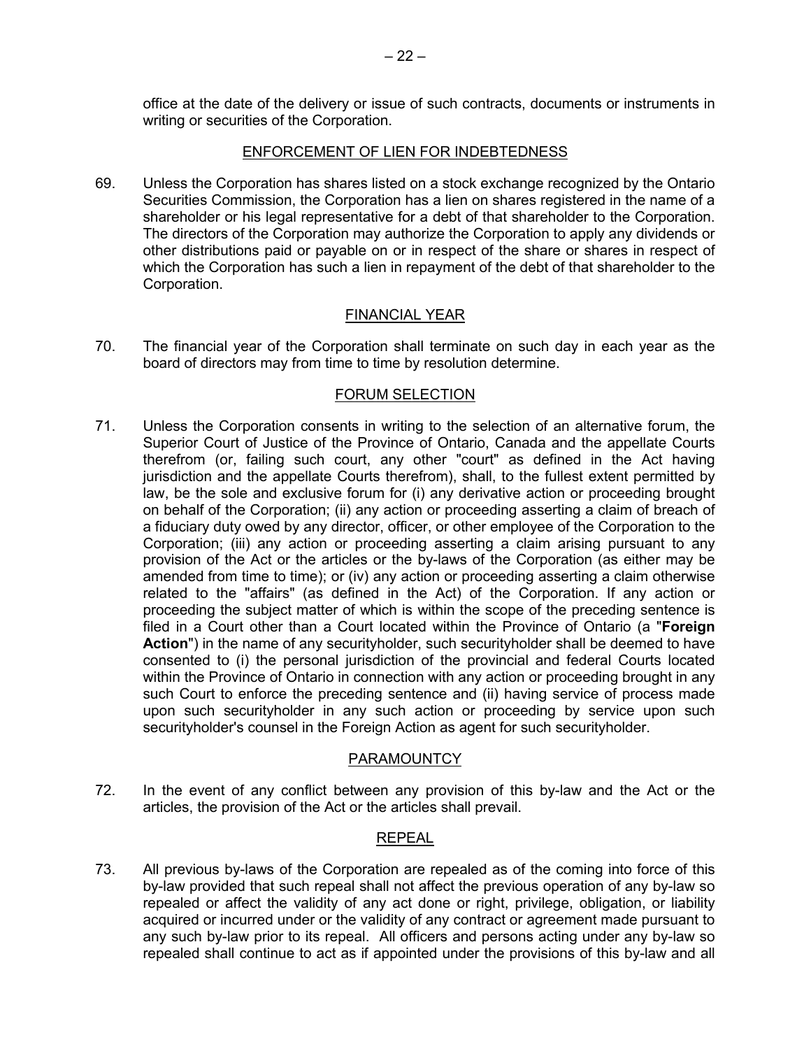office at the date of the delivery or issue of such contracts, documents or instruments in writing or securities of the Corporation.

## ENFORCEMENT OF LIEN FOR INDEBTEDNESS

69. Unless the Corporation has shares listed on a stock exchange recognized by the Ontario Securities Commission, the Corporation has a lien on shares registered in the name of a shareholder or his legal representative for a debt of that shareholder to the Corporation. The directors of the Corporation may authorize the Corporation to apply any dividends or other distributions paid or payable on or in respect of the share or shares in respect of which the Corporation has such a lien in repayment of the debt of that shareholder to the Corporation.

## FINANCIAL YEAR

70. The financial year of the Corporation shall terminate on such day in each year as the board of directors may from time to time by resolution determine.

## FORUM SELECTION

71. Unless the Corporation consents in writing to the selection of an alternative forum, the Superior Court of Justice of the Province of Ontario, Canada and the appellate Courts therefrom (or, failing such court, any other "court" as defined in the Act having jurisdiction and the appellate Courts therefrom), shall, to the fullest extent permitted by law, be the sole and exclusive forum for (i) any derivative action or proceeding brought on behalf of the Corporation; (ii) any action or proceeding asserting a claim of breach of a fiduciary duty owed by any director, officer, or other employee of the Corporation to the Corporation; (iii) any action or proceeding asserting a claim arising pursuant to any provision of the Act or the articles or the by-laws of the Corporation (as either may be amended from time to time); or (iv) any action or proceeding asserting a claim otherwise related to the "affairs" (as defined in the Act) of the Corporation. If any action or proceeding the subject matter of which is within the scope of the preceding sentence is filed in a Court other than a Court located within the Province of Ontario (a "**Foreign Action**") in the name of any securityholder, such securityholder shall be deemed to have consented to (i) the personal jurisdiction of the provincial and federal Courts located within the Province of Ontario in connection with any action or proceeding brought in any such Court to enforce the preceding sentence and (ii) having service of process made upon such securityholder in any such action or proceeding by service upon such securityholder's counsel in the Foreign Action as agent for such securityholder.

## PARAMOUNTCY

72. In the event of any conflict between any provision of this by-law and the Act or the articles, the provision of the Act or the articles shall prevail.

## REPEAL

73. All previous by-laws of the Corporation are repealed as of the coming into force of this by-law provided that such repeal shall not affect the previous operation of any by-law so repealed or affect the validity of any act done or right, privilege, obligation, or liability acquired or incurred under or the validity of any contract or agreement made pursuant to any such by-law prior to its repeal. All officers and persons acting under any by-law so repealed shall continue to act as if appointed under the provisions of this by-law and all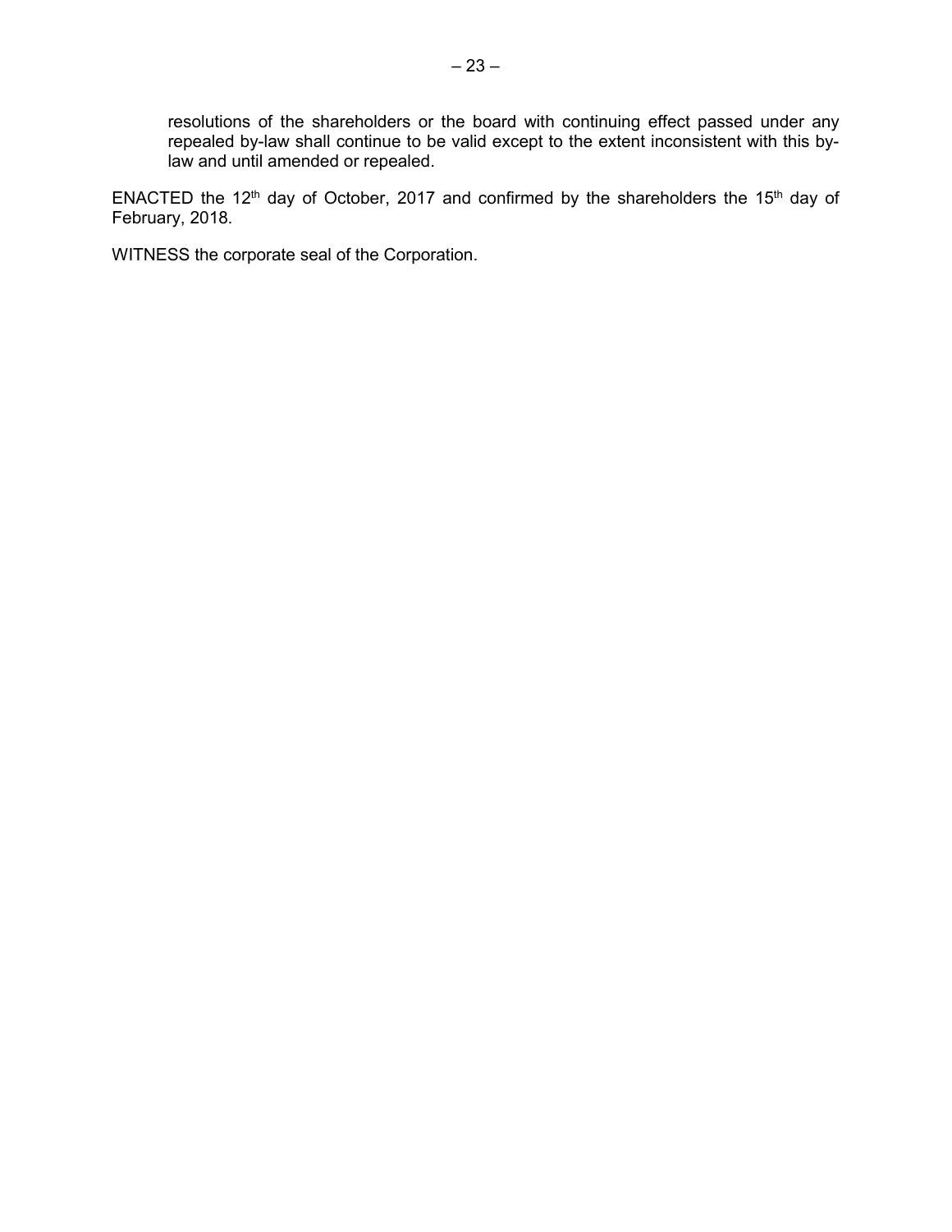resolutions of the shareholders or the board with continuing effect passed under any repealed by-law shall continue to be valid except to the extent inconsistent with this by-law and until amended or repealed.

ENACTED the 12th day of October, 2017 and confirmed by the shareholders the 15th day of February, 2018.

WITNESS the corporate seal of the Corporation.